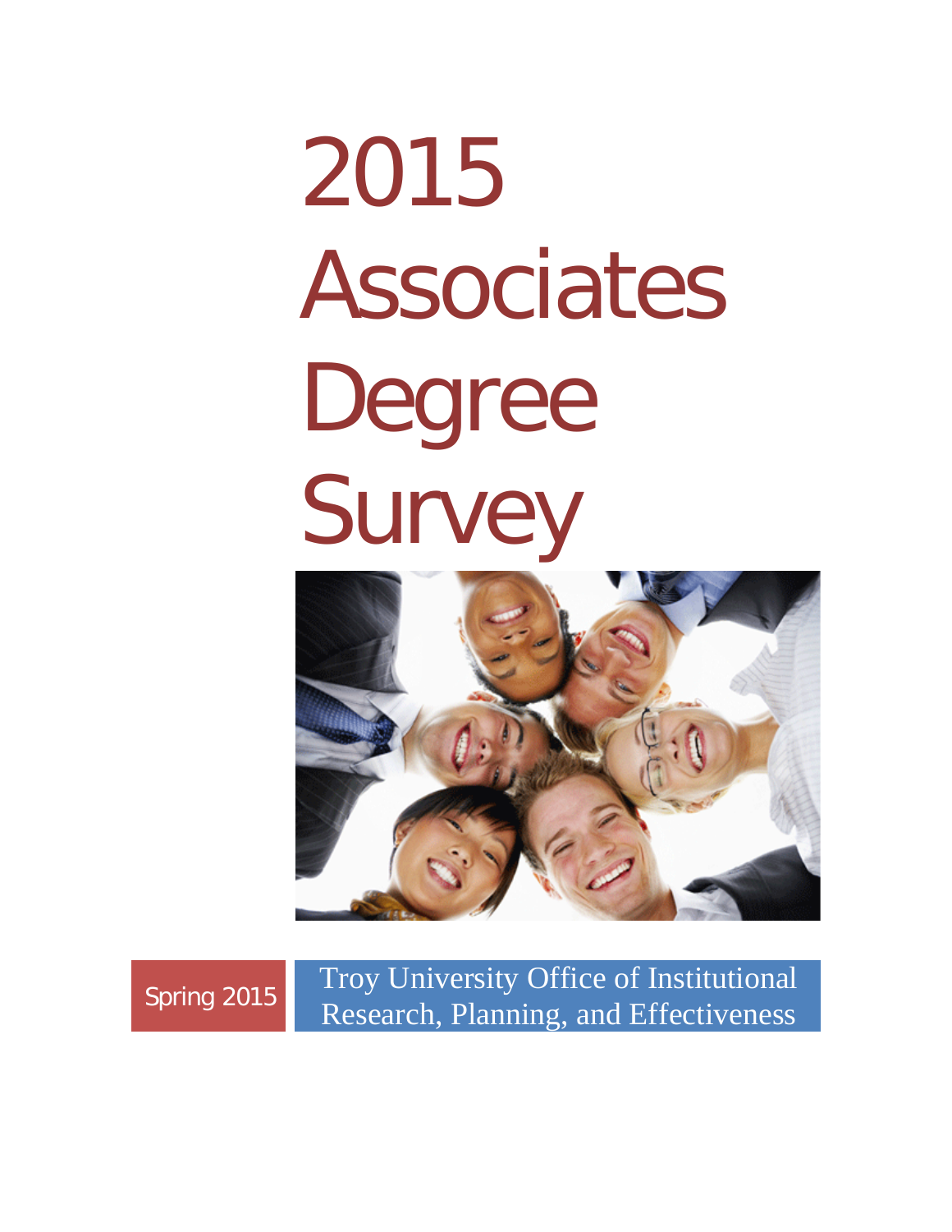# 2015 Associates Degree Survey

Spring 2015

Troy University Office of Institutional Research, Planning, and Effectiveness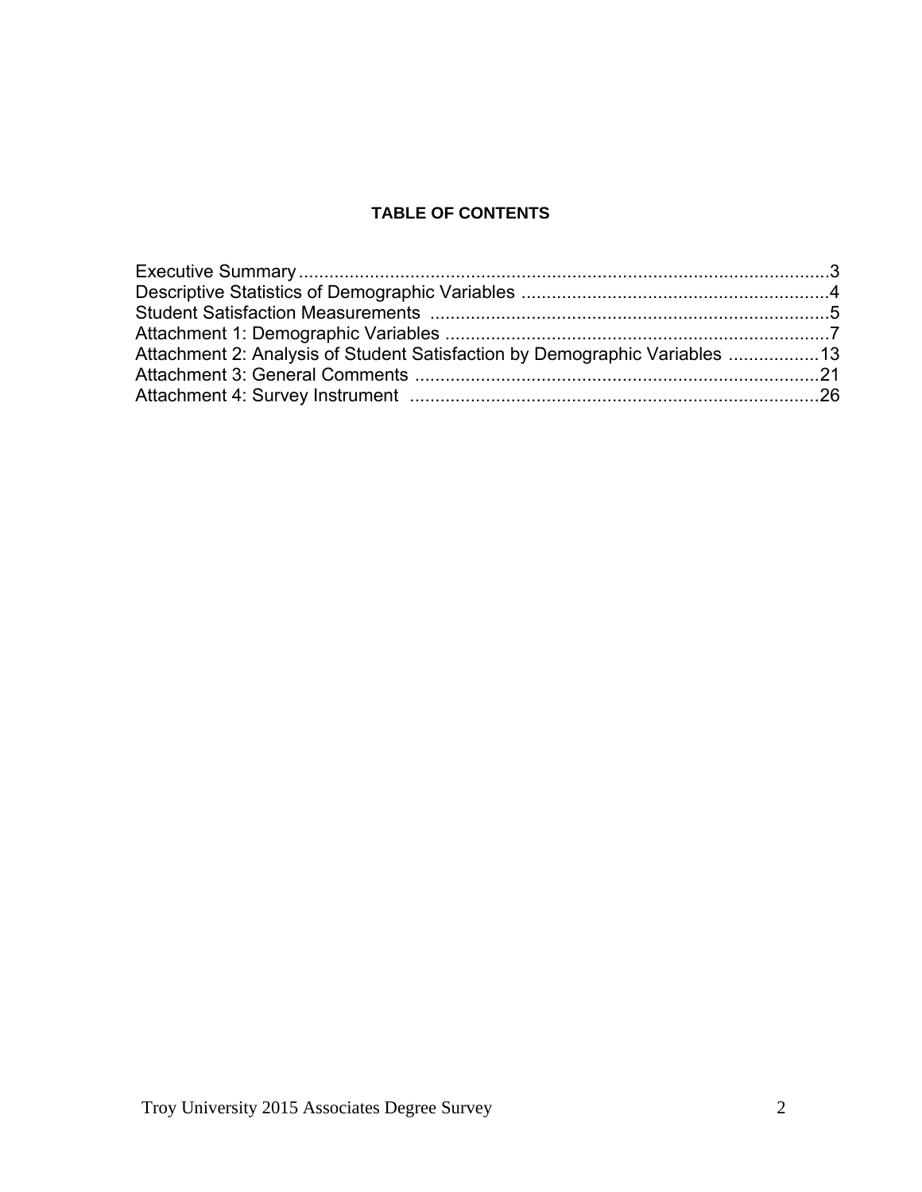## TABLE OF CONTENTS

Executive Summary ........................................................................................................3
Descriptive Statistics of Demographic Variables ...........................................................4
Student Satisfaction Measurements .............................................................................5
Attachment 1: Demographic Variables ..........................................................................7
Attachment 2: Analysis of Student Satisfaction by Demographic Variables ..................13
Attachment 3: General Comments ...............................................................................21
Attachment 4: Survey Instrument ................................................................................26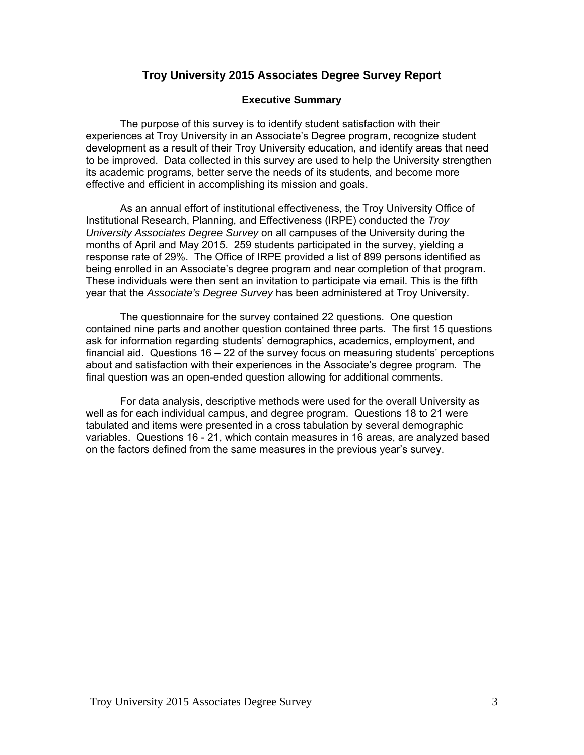# Troy University 2015 Associates Degree Survey Report

## Executive Summary

The purpose of this survey is to identify student satisfaction with their experiences at Troy University in an Associate's Degree program, recognize student development as a result of their Troy University education, and identify areas that need to be improved. Data collected in this survey are used to help the University strengthen its academic programs, better serve the needs of its students, and become more effective and efficient in accomplishing its mission and goals.

As an annual effort of institutional effectiveness, the Troy University Office of Institutional Research, Planning, and Effectiveness (IRPE) conducted the *Troy University Associates Degree Survey* on all campuses of the University during the months of April and May 2015. 259 students participated in the survey, yielding a response rate of 29%. The Office of IRPE provided a list of 899 persons identified as being enrolled in an Associate's degree program and near completion of that program. These individuals were then sent an invitation to participate via email. This is the fifth year that the *Associate's Degree Survey* has been administered at Troy University.

The questionnaire for the survey contained 22 questions. One question contained nine parts and another question contained three parts. The first 15 questions ask for information regarding students' demographics, academics, employment, and financial aid. Questions 16 – 22 of the survey focus on measuring students' perceptions about and satisfaction with their experiences in the Associate's degree program. The final question was an open-ended question allowing for additional comments.

For data analysis, descriptive methods were used for the overall University as well as for each individual campus, and degree program. Questions 18 to 21 were tabulated and items were presented in a cross tabulation by several demographic variables. Questions 16 - 21, which contain measures in 16 areas, are analyzed based on the factors defined from the same measures in the previous year's survey.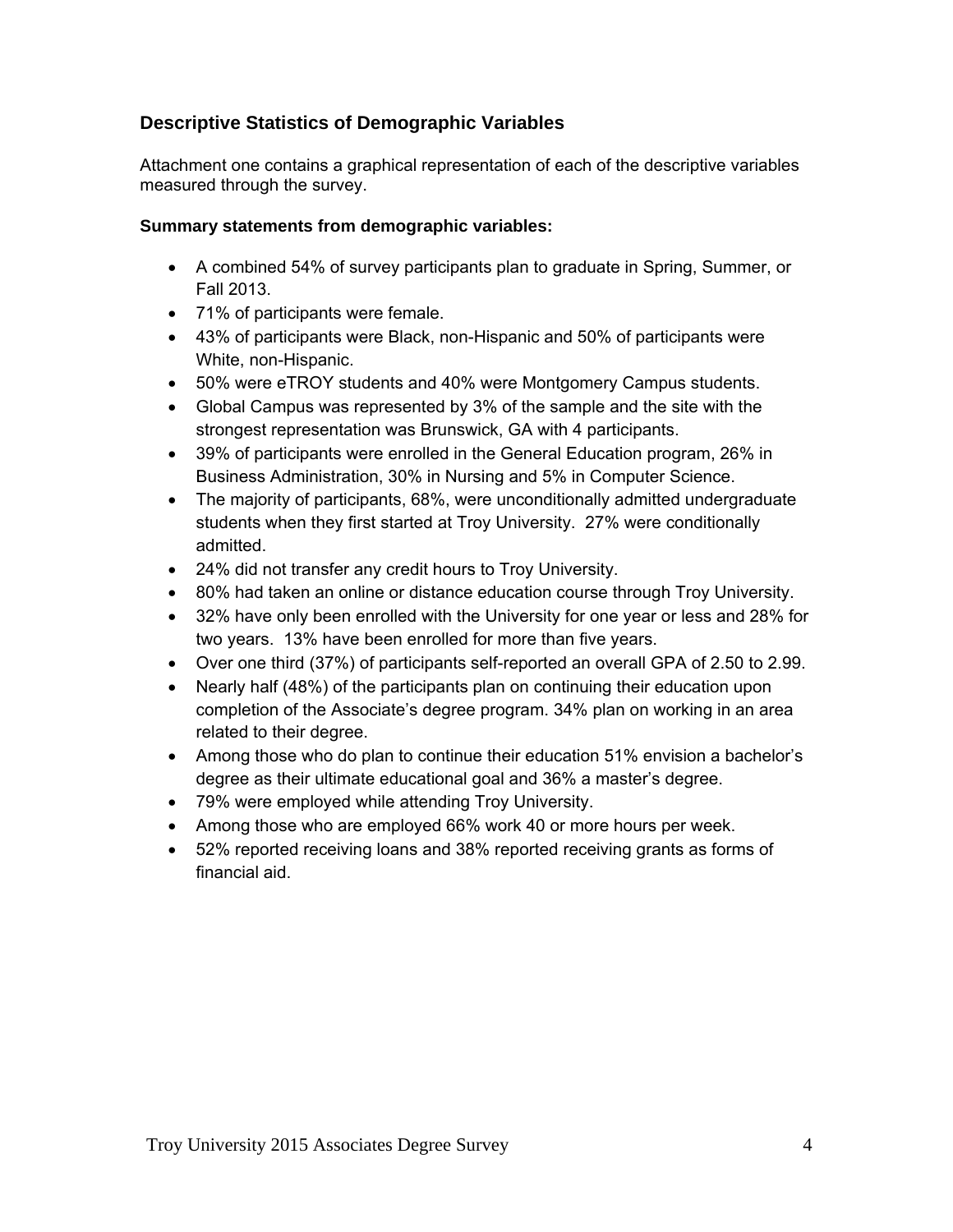## Descriptive Statistics of Demographic Variables

Attachment one contains a graphical representation of each of the descriptive variables measured through the survey.

**Summary statements from demographic variables:**

- A combined 54% of survey participants plan to graduate in Spring, Summer, or Fall 2013.
- 71% of participants were female.
- 43% of participants were Black, non-Hispanic and 50% of participants were White, non-Hispanic.
- 50% were eTROY students and 40% were Montgomery Campus students.
- Global Campus was represented by 3% of the sample and the site with the strongest representation was Brunswick, GA with 4 participants.
- 39% of participants were enrolled in the General Education program, 26% in Business Administration, 30% in Nursing and 5% in Computer Science.
- The majority of participants, 68%, were unconditionally admitted undergraduate students when they first started at Troy University. 27% were conditionally admitted.
- 24% did not transfer any credit hours to Troy University.
- 80% had taken an online or distance education course through Troy University.
- 32% have only been enrolled with the University for one year or less and 28% for two years. 13% have been enrolled for more than five years.
- Over one third (37%) of participants self-reported an overall GPA of 2.50 to 2.99.
- Nearly half (48%) of the participants plan on continuing their education upon completion of the Associate's degree program. 34% plan on working in an area related to their degree.
- Among those who do plan to continue their education 51% envision a bachelor's degree as their ultimate educational goal and 36% a master's degree.
- 79% were employed while attending Troy University.
- Among those who are employed 66% work 40 or more hours per week.
- 52% reported receiving loans and 38% reported receiving grants as forms of financial aid.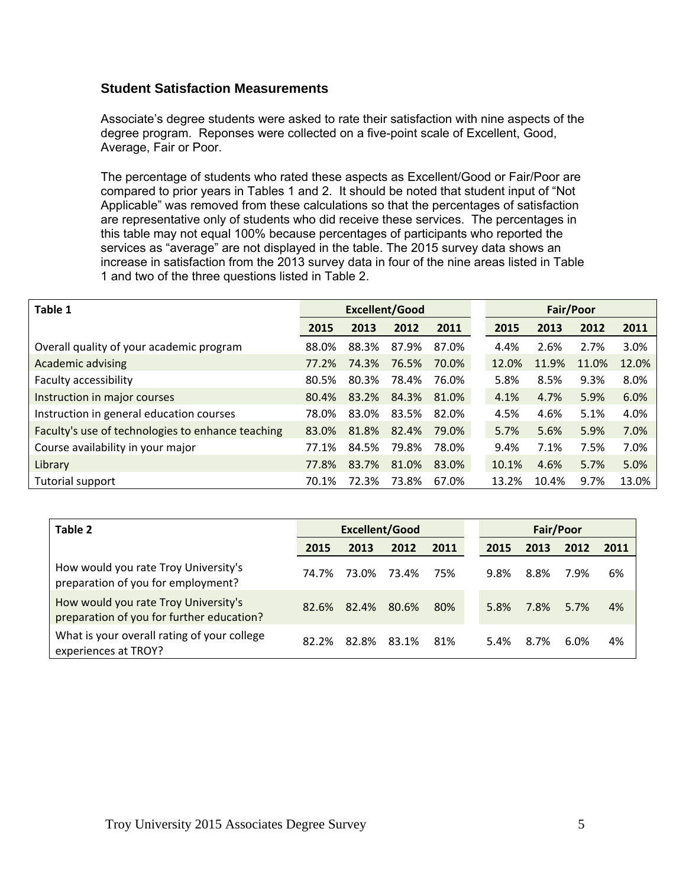## Student Satisfaction Measurements

Associate's degree students were asked to rate their satisfaction with nine aspects of the degree program. Reponses were collected on a five-point scale of Excellent, Good, Average, Fair or Poor.

The percentage of students who rated these aspects as Excellent/Good or Fair/Poor are compared to prior years in Tables 1 and 2. It should be noted that student input of "Not Applicable" was removed from these calculations so that the percentages of satisfaction are representative only of students who did receive these services. The percentages in this table may not equal 100% because percentages of participants who reported the services as "average" are not displayed in the table. The 2015 survey data shows an increase in satisfaction from the 2013 survey data in four of the nine areas listed in Table 1 and two of the three questions listed in Table 2.

| Table 1 | Excellent/Good | | | | Fair/Poor | | | |
|---|---|---|---|---|---|---|---|---|
| | 2015 | 2013 | 2012 | 2011 | 2015 | 2013 | 2012 | 2011 |
| Overall quality of your academic program | 88.0% | 88.3% | 87.9% | 87.0% | 4.4% | 2.6% | 2.7% | 3.0% |
| Academic advising | 77.2% | 74.3% | 76.5% | 70.0% | 12.0% | 11.9% | 11.0% | 12.0% |
| Faculty accessibility | 80.5% | 80.3% | 78.4% | 76.0% | 5.8% | 8.5% | 9.3% | 8.0% |
| Instruction in major courses | 80.4% | 83.2% | 84.3% | 81.0% | 4.1% | 4.7% | 5.9% | 6.0% |
| Instruction in general education courses | 78.0% | 83.0% | 83.5% | 82.0% | 4.5% | 4.6% | 5.1% | 4.0% |
| Faculty's use of technologies to enhance teaching | 83.0% | 81.8% | 82.4% | 79.0% | 5.7% | 5.6% | 5.9% | 7.0% |
| Course availability in your major | 77.1% | 84.5% | 79.8% | 78.0% | 9.4% | 7.1% | 7.5% | 7.0% |
| Library | 77.8% | 83.7% | 81.0% | 83.0% | 10.1% | 4.6% | 5.7% | 5.0% |
| Tutorial support | 70.1% | 72.3% | 73.8% | 67.0% | 13.2% | 10.4% | 9.7% | 13.0% |

| Table 2 | Excellent/Good | | | | Fair/Poor | | | |
|---|---|---|---|---|---|---|---|---|
| | 2015 | 2013 | 2012 | 2011 | 2015 | 2013 | 2012 | 2011 |
| How would you rate Troy University's preparation of you for employment? | 74.7% | 73.0% | 73.4% | 75% | 9.8% | 8.8% | 7.9% | 6% |
| How would you rate Troy University's preparation of you for further education? | 82.6% | 82.4% | 80.6% | 80% | 5.8% | 7.8% | 5.7% | 4% |
| What is your overall rating of your college experiences at TROY? | 82.2% | 82.8% | 83.1% | 81% | 5.4% | 8.7% | 6.0% | 4% |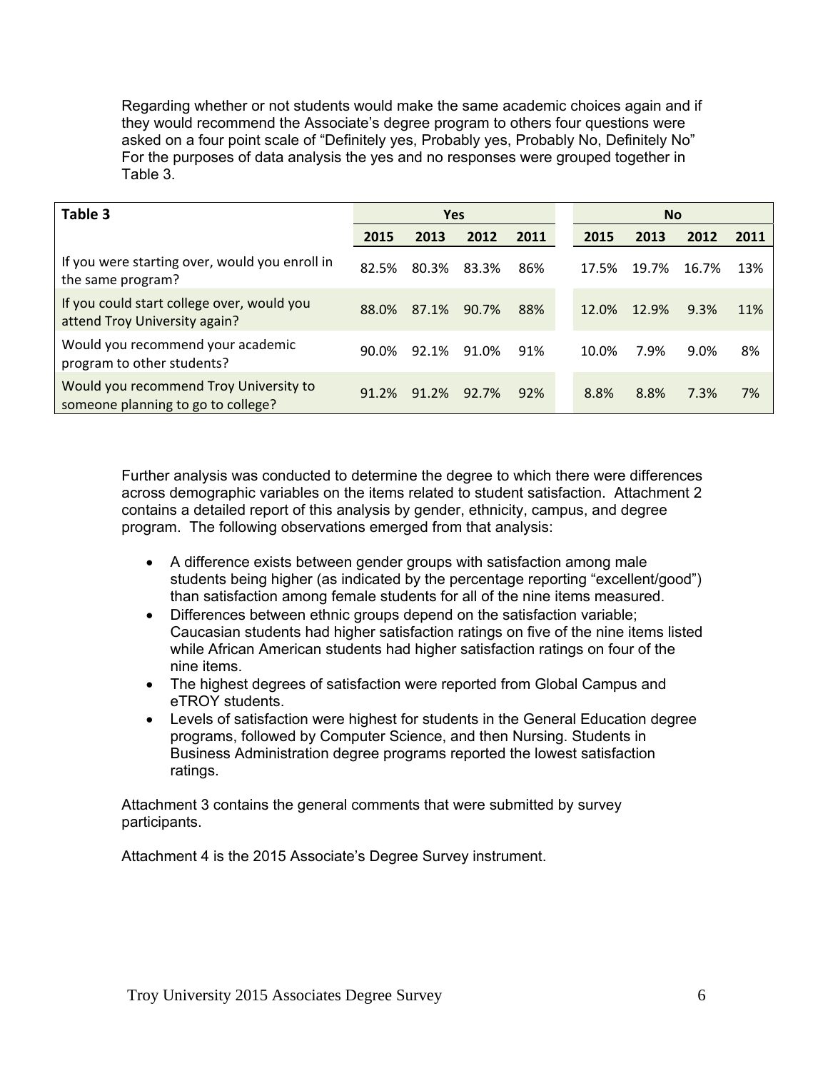Regarding whether or not students would make the same academic choices again and if they would recommend the Associate's degree program to others four questions were asked on a four point scale of "Definitely yes, Probably yes, Probably No, Definitely No" For the purposes of data analysis the yes and no responses were grouped together in Table 3.

| **Table 3** | **Yes** | | | | **No** | | | |
|---|---|---|---|---|---|---|---|---|
| | **2015** | **2013** | **2012** | **2011** | **2015** | **2013** | **2012** | **2011** |
| If you were starting over, would you enroll in the same program? | 82.5% | 80.3% | 83.3% | 86% | 17.5% | 19.7% | 16.7% | 13% |
| If you could start college over, would you attend Troy University again? | 88.0% | 87.1% | 90.7% | 88% | 12.0% | 12.9% | 9.3% | 11% |
| Would you recommend your academic program to other students? | 90.0% | 92.1% | 91.0% | 91% | 10.0% | 7.9% | 9.0% | 8% |
| Would you recommend Troy University to someone planning to go to college? | 91.2% | 91.2% | 92.7% | 92% | 8.8% | 8.8% | 7.3% | 7% |

Further analysis was conducted to determine the degree to which there were differences across demographic variables on the items related to student satisfaction. Attachment 2 contains a detailed report of this analysis by gender, ethnicity, campus, and degree program. The following observations emerged from that analysis:

- A difference exists between gender groups with satisfaction among male students being higher (as indicated by the percentage reporting "excellent/good") than satisfaction among female students for all of the nine items measured.
- Differences between ethnic groups depend on the satisfaction variable; Caucasian students had higher satisfaction ratings on five of the nine items listed while African American students had higher satisfaction ratings on four of the nine items.
- The highest degrees of satisfaction were reported from Global Campus and eTROY students.
- Levels of satisfaction were highest for students in the General Education degree programs, followed by Computer Science, and then Nursing. Students in Business Administration degree programs reported the lowest satisfaction ratings.

Attachment 3 contains the general comments that were submitted by survey participants.

Attachment 4 is the 2015 Associate's Degree Survey instrument.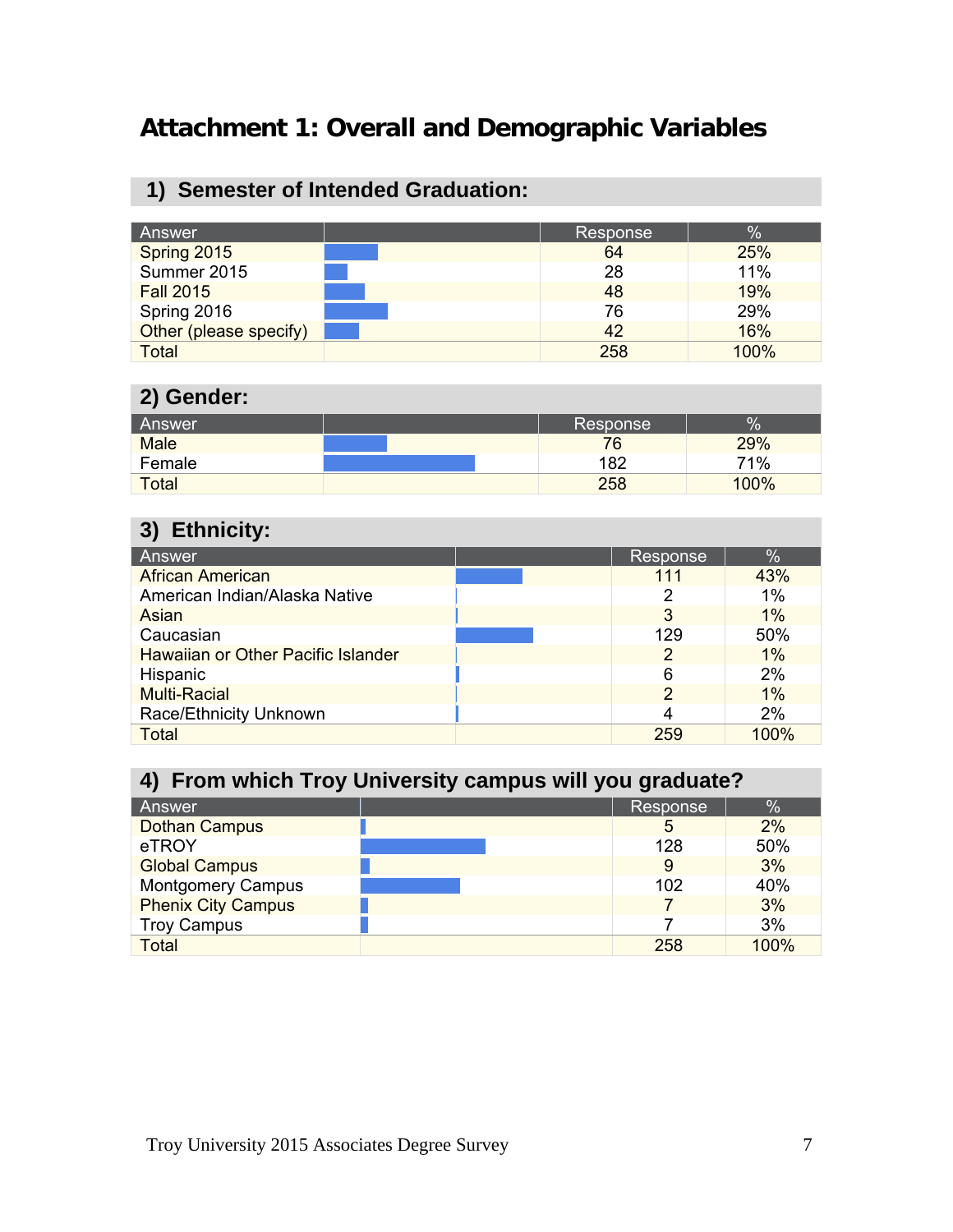# Attachment 1: Overall and Demographic Variables

## 1) Semester of Intended Graduation:

| Answer | | Response | % |
|---|---|---|---|
| Spring 2015 | | 64 | 25% |
| Summer 2015 | | 28 | 11% |
| Fall 2015 | | 48 | 19% |
| Spring 2016 | | 76 | 29% |
| Other (please specify) | | 42 | 16% |
| Total | | 258 | 100% |

## 2) Gender:

| Answer | | Response | % |
|---|---|---|---|
| Male | | 76 | 29% |
| Female | | 182 | 71% |
| Total | | 258 | 100% |

## 3) Ethnicity:

| Answer | | Response | % |
|---|---|---|---|
| African American | | 111 | 43% |
| American Indian/Alaska Native | | 2 | 1% |
| Asian | | 3 | 1% |
| Caucasian | | 129 | 50% |
| Hawaiian or Other Pacific Islander | | 2 | 1% |
| Hispanic | | 6 | 2% |
| Multi-Racial | | 2 | 1% |
| Race/Ethnicity Unknown | | 4 | 2% |
| Total | | 259 | 100% |

## 4) From which Troy University campus will you graduate?

| Answer | | Response | % |
|---|---|---|---|
| Dothan Campus | | 5 | 2% |
| eTROY | | 128 | 50% |
| Global Campus | | 9 | 3% |
| Montgomery Campus | | 102 | 40% |
| Phenix City Campus | | 7 | 3% |
| Troy Campus | | 7 | 3% |
| Total | | 258 | 100% |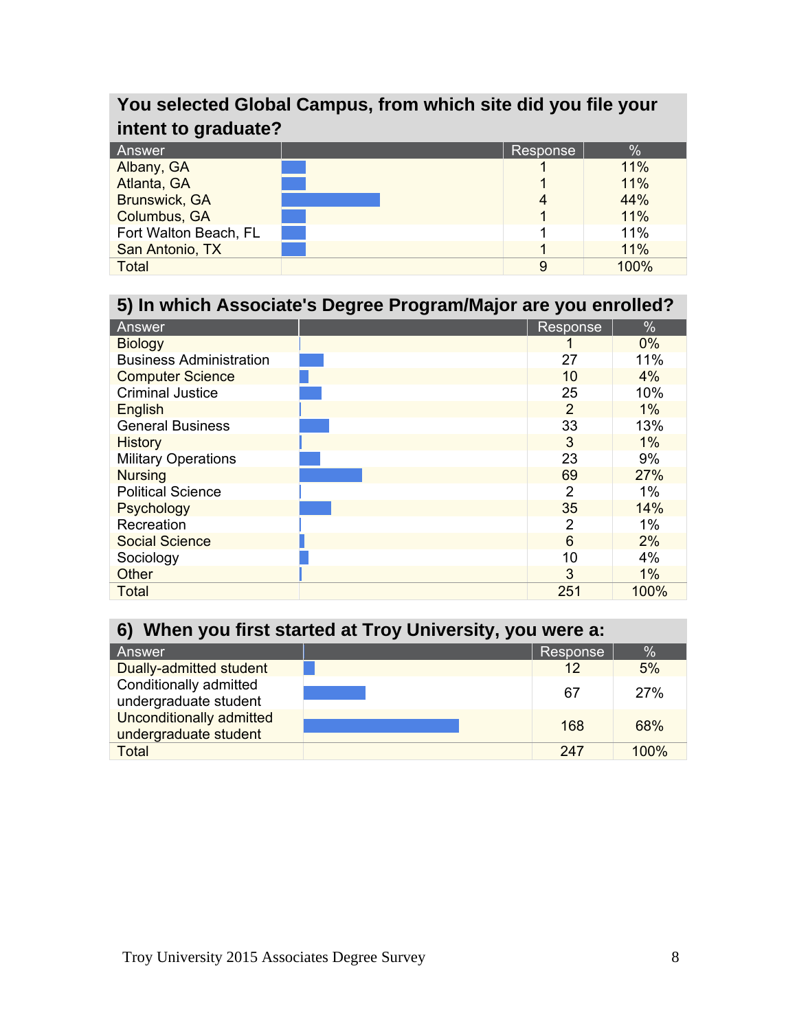## You selected Global Campus, from which site did you file your intent to graduate?

| Answer | | Response | % |
|---|---|---|---|
| Albany, GA | | 1 | 11% |
| Atlanta, GA | | 1 | 11% |
| Brunswick, GA | | 4 | 44% |
| Columbus, GA | | 1 | 11% |
| Fort Walton Beach, FL | | 1 | 11% |
| San Antonio, TX | | 1 | 11% |
| Total | | 9 | 100% |

## 5) In which Associate's Degree Program/Major are you enrolled?

| Answer | | Response | % |
|---|---|---|---|
| Biology | | 1 | 0% |
| Business Administration | | 27 | 11% |
| Computer Science | | 10 | 4% |
| Criminal Justice | | 25 | 10% |
| English | | 2 | 1% |
| General Business | | 33 | 13% |
| History | | 3 | 1% |
| Military Operations | | 23 | 9% |
| Nursing | | 69 | 27% |
| Political Science | | 2 | 1% |
| Psychology | | 35 | 14% |
| Recreation | | 2 | 1% |
| Social Science | | 6 | 2% |
| Sociology | | 10 | 4% |
| Other | | 3 | 1% |
| Total | | 251 | 100% |

## 6) When you first started at Troy University, you were a:

| Answer | | Response | % |
|---|---|---|---|
| Dually-admitted student | | 12 | 5% |
| Conditionally admitted undergraduate student | | 67 | 27% |
| Unconditionally admitted undergraduate student | | 168 | 68% |
| Total | | 247 | 100% |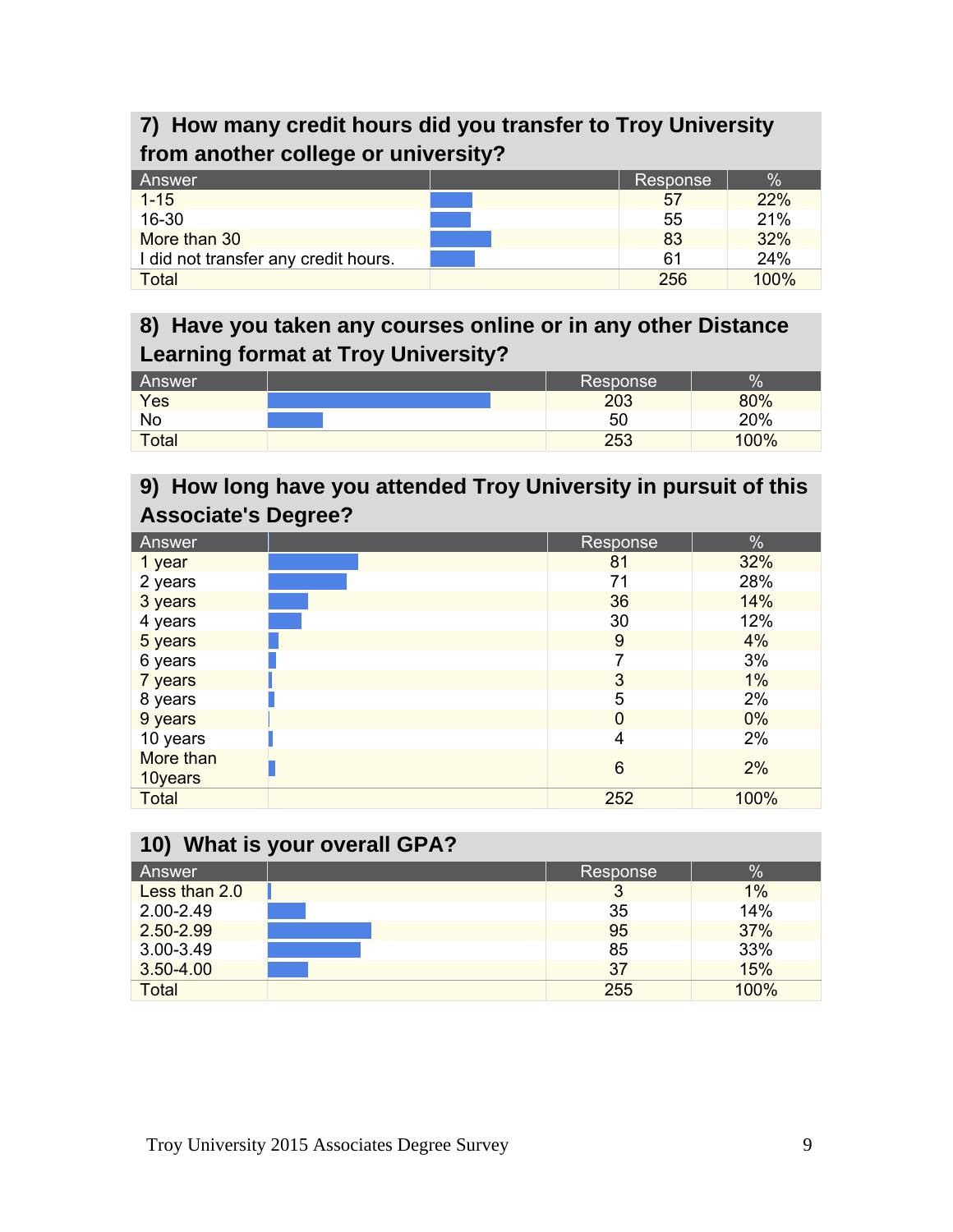## 7) How many credit hours did you transfer to Troy University from another college or university?

| Answer | | Response | % |
|---|---|---|---|
| 1-15 | | 57 | 22% |
| 16-30 | | 55 | 21% |
| More than 30 | | 83 | 32% |
| I did not transfer any credit hours. | | 61 | 24% |
| Total | | 256 | 100% |

## 8) Have you taken any courses online or in any other Distance Learning format at Troy University?

| Answer | | Response | % |
|---|---|---|---|
| Yes | | 203 | 80% |
| No | | 50 | 20% |
| Total | | 253 | 100% |

## 9) How long have you attended Troy University in pursuit of this Associate's Degree?

| Answer | | Response | % |
|---|---|---|---|
| 1 year | | 81 | 32% |
| 2 years | | 71 | 28% |
| 3 years | | 36 | 14% |
| 4 years | | 30 | 12% |
| 5 years | | 9 | 4% |
| 6 years | | 7 | 3% |
| 7 years | | 3 | 1% |
| 8 years | | 5 | 2% |
| 9 years | | 0 | 0% |
| 10 years | | 4 | 2% |
| More than 10years | | 6 | 2% |
| Total | | 252 | 100% |

## 10) What is your overall GPA?

| Answer | | Response | % |
|---|---|---|---|
| Less than 2.0 | | 3 | 1% |
| 2.00-2.49 | | 35 | 14% |
| 2.50-2.99 | | 95 | 37% |
| 3.00-3.49 | | 85 | 33% |
| 3.50-4.00 | | 37 | 15% |
| Total | | 255 | 100% |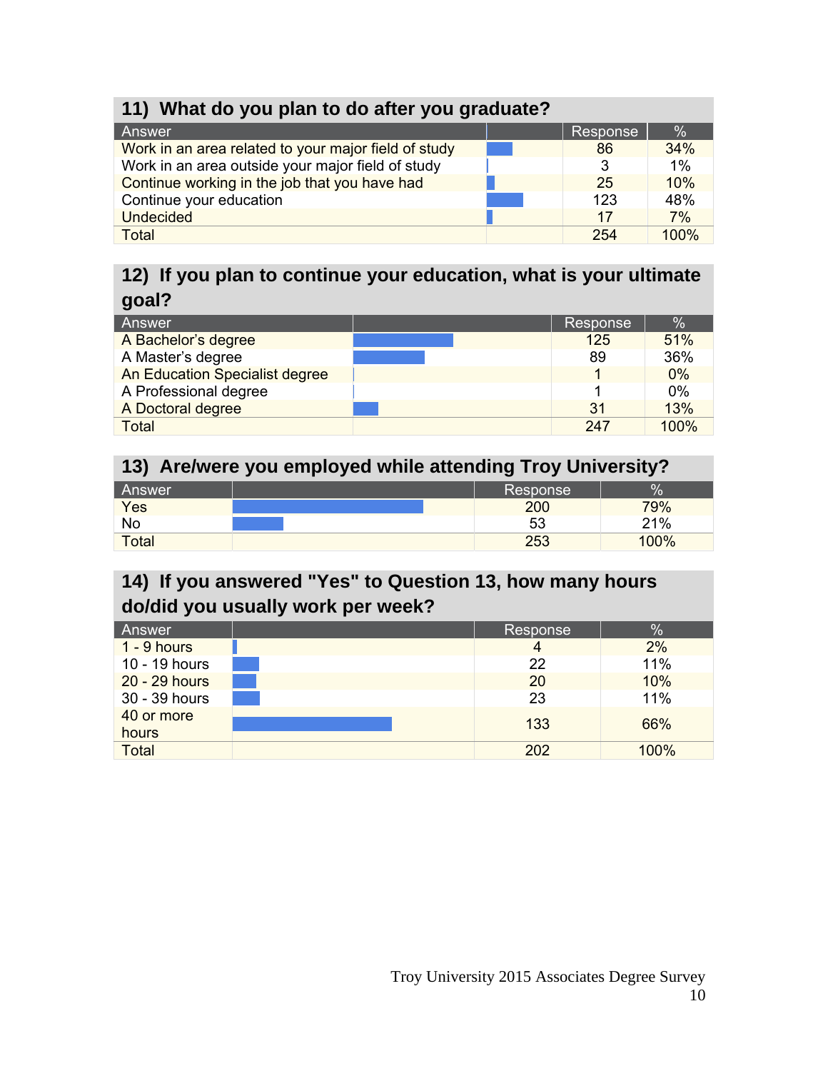## 11) What do you plan to do after you graduate?

| Answer | | Response | % |
|---|---|---|---|
| Work in an area related to your major field of study | | 86 | 34% |
| Work in an area outside your major field of study | | 3 | 1% |
| Continue working in the job that you have had | | 25 | 10% |
| Continue your education | | 123 | 48% |
| Undecided | | 17 | 7% |
| Total | | 254 | 100% |

## 12) If you plan to continue your education, what is your ultimate goal?

| Answer | | Response | % |
|---|---|---|---|
| A Bachelor's degree | | 125 | 51% |
| A Master's degree | | 89 | 36% |
| An Education Specialist degree | | 1 | 0% |
| A Professional degree | | 1 | 0% |
| A Doctoral degree | | 31 | 13% |
| Total | | 247 | 100% |

## 13) Are/were you employed while attending Troy University?

| Answer | | Response | % |
|---|---|---|---|
| Yes | | 200 | 79% |
| No | | 53 | 21% |
| Total | | 253 | 100% |

## 14) If you answered "Yes" to Question 13, how many hours do/did you usually work per week?

| Answer | | Response | % |
|---|---|---|---|
| 1 - 9 hours | | 4 | 2% |
| 10 - 19 hours | | 22 | 11% |
| 20 - 29 hours | | 20 | 10% |
| 30 - 39 hours | | 23 | 11% |
| 40 or more hours | | 133 | 66% |
| Total | | 202 | 100% |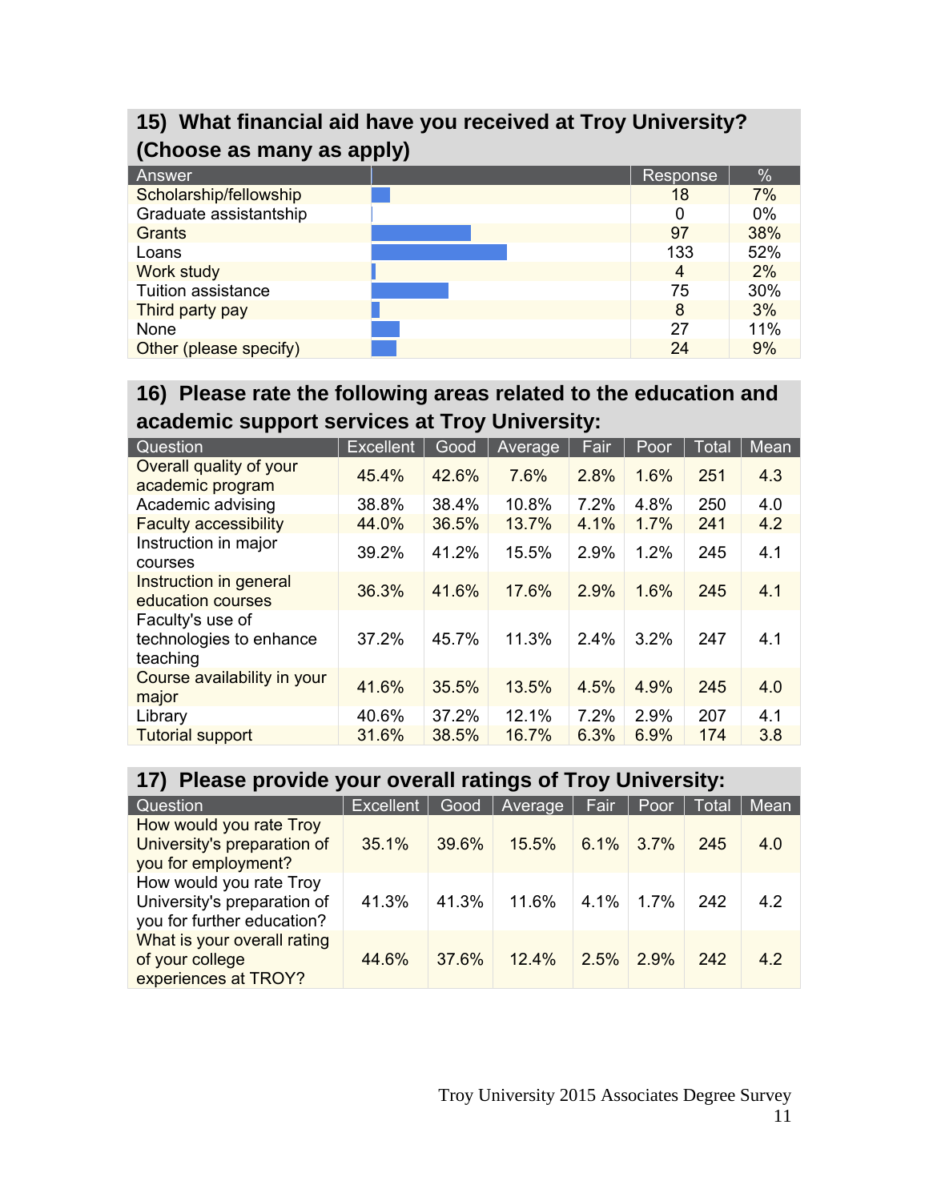## 15) What financial aid have you received at Troy University? (Choose as many as apply)

| Answer | Response | % |
|---|---|---|
| Scholarship/fellowship | 18 | 7% |
| Graduate assistantship | 0 | 0% |
| Grants | 97 | 38% |
| Loans | 133 | 52% |
| Work study | 4 | 2% |
| Tuition assistance | 75 | 30% |
| Third party pay | 8 | 3% |
| None | 27 | 11% |
| Other (please specify) | 24 | 9% |

## 16) Please rate the following areas related to the education and academic support services at Troy University:

| Question | Excellent | Good | Average | Fair | Poor | Total | Mean |
|---|---|---|---|---|---|---|---|
| Overall quality of your academic program | 45.4% | 42.6% | 7.6% | 2.8% | 1.6% | 251 | 4.3 |
| Academic advising | 38.8% | 38.4% | 10.8% | 7.2% | 4.8% | 250 | 4.0 |
| Faculty accessibility | 44.0% | 36.5% | 13.7% | 4.1% | 1.7% | 241 | 4.2 |
| Instruction in major courses | 39.2% | 41.2% | 15.5% | 2.9% | 1.2% | 245 | 4.1 |
| Instruction in general education courses | 36.3% | 41.6% | 17.6% | 2.9% | 1.6% | 245 | 4.1 |
| Faculty's use of technologies to enhance teaching | 37.2% | 45.7% | 11.3% | 2.4% | 3.2% | 247 | 4.1 |
| Course availability in your major | 41.6% | 35.5% | 13.5% | 4.5% | 4.9% | 245 | 4.0 |
| Library | 40.6% | 37.2% | 12.1% | 7.2% | 2.9% | 207 | 4.1 |
| Tutorial support | 31.6% | 38.5% | 16.7% | 6.3% | 6.9% | 174 | 3.8 |

## 17) Please provide your overall ratings of Troy University:

| Question | Excellent | Good | Average | Fair | Poor | Total | Mean |
|---|---|---|---|---|---|---|---|
| How would you rate Troy University's preparation of you for employment? | 35.1% | 39.6% | 15.5% | 6.1% | 3.7% | 245 | 4.0 |
| How would you rate Troy University's preparation of you for further education? | 41.3% | 41.3% | 11.6% | 4.1% | 1.7% | 242 | 4.2 |
| What is your overall rating of your college experiences at TROY? | 44.6% | 37.6% | 12.4% | 2.5% | 2.9% | 242 | 4.2 |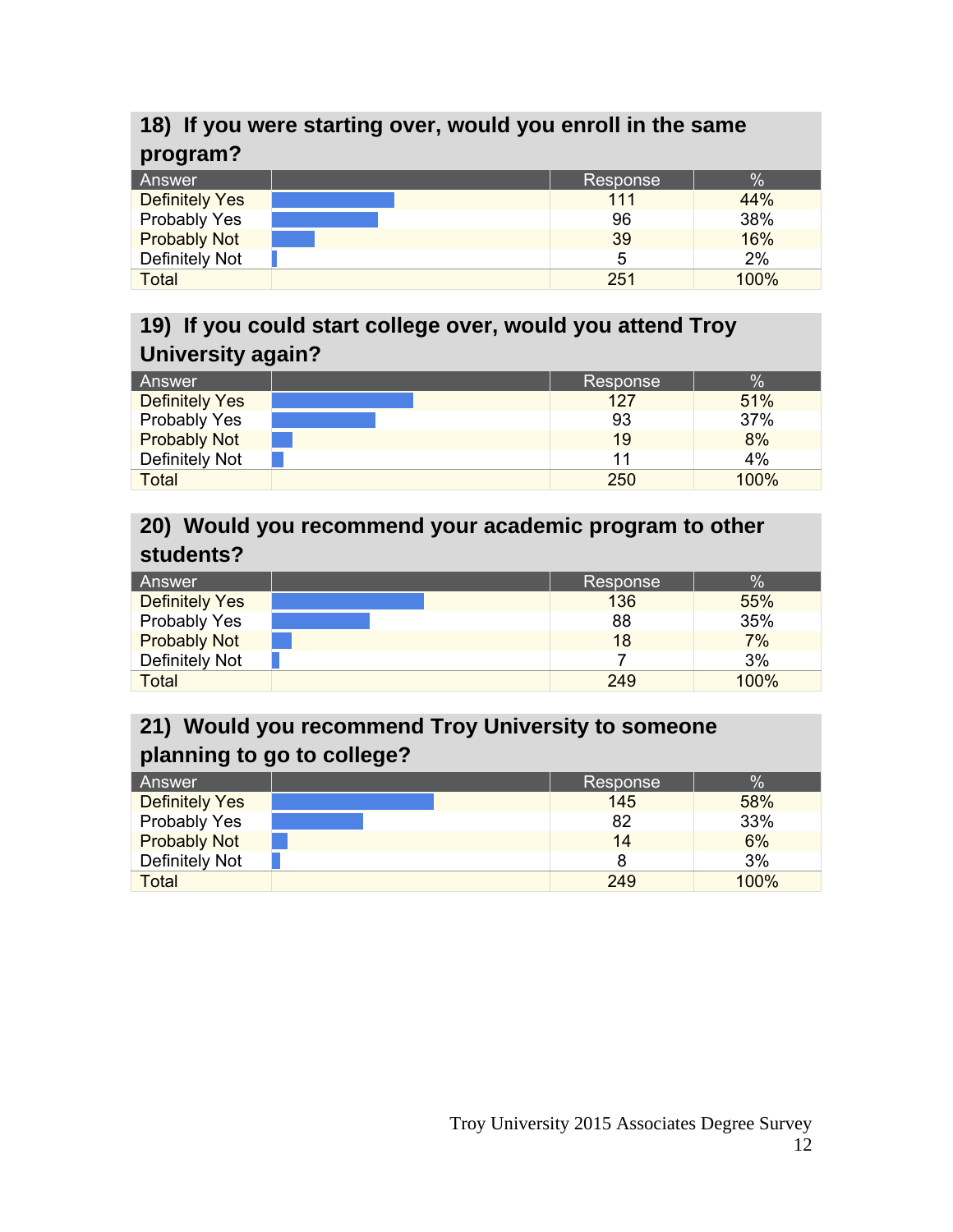## 18) If you were starting over, would you enroll in the same program?

| Answer | | Response | % |
|---|---|---|---|
| Definitely Yes | | 111 | 44% |
| Probably Yes | | 96 | 38% |
| Probably Not | | 39 | 16% |
| Definitely Not | | 5 | 2% |
| Total | | 251 | 100% |

## 19) If you could start college over, would you attend Troy University again?

| Answer | | Response | % |
|---|---|---|---|
| Definitely Yes | | 127 | 51% |
| Probably Yes | | 93 | 37% |
| Probably Not | | 19 | 8% |
| Definitely Not | | 11 | 4% |
| Total | | 250 | 100% |

## 20) Would you recommend your academic program to other students?

| Answer | | Response | % |
|---|---|---|---|
| Definitely Yes | | 136 | 55% |
| Probably Yes | | 88 | 35% |
| Probably Not | | 18 | 7% |
| Definitely Not | | 7 | 3% |
| Total | | 249 | 100% |

## 21) Would you recommend Troy University to someone planning to go to college?

| Answer | | Response | % |
|---|---|---|---|
| Definitely Yes | | 145 | 58% |
| Probably Yes | | 82 | 33% |
| Probably Not | | 14 | 6% |
| Definitely Not | | 8 | 3% |
| Total | | 249 | 100% |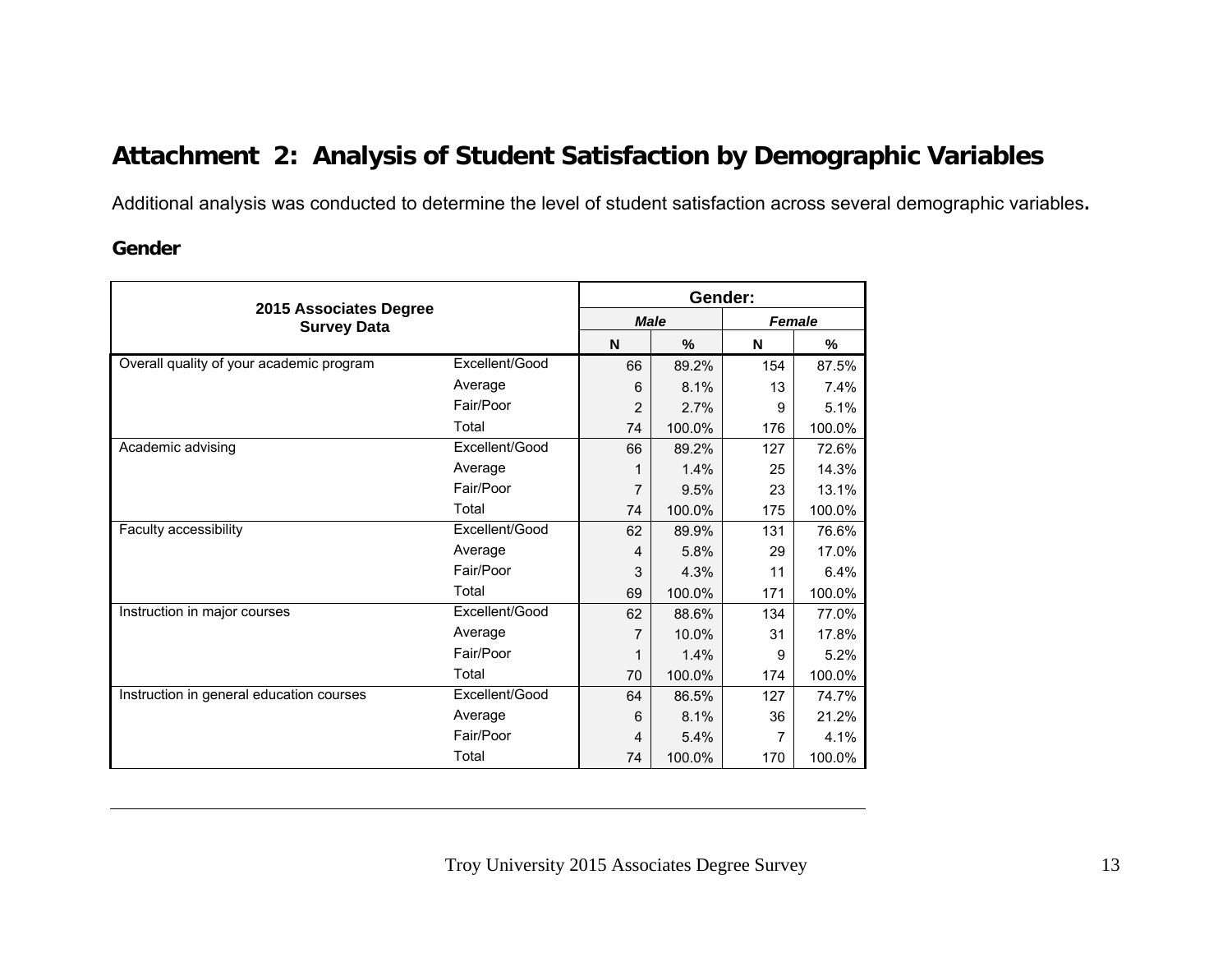# Attachment 2: Analysis of Student Satisfaction by Demographic Variables

Additional analysis was conducted to determine the level of student satisfaction across several demographic variables**.**

## Gender

| 2015 Associates Degree Survey Data | | Gender: | | | |
|---|---|---|---|---|---|
| | | *Male* | | *Female* | |
| | | N | % | N | % |
| Overall quality of your academic program | Excellent/Good | 66 | 89.2% | 154 | 87.5% |
| | Average | 6 | 8.1% | 13 | 7.4% |
| | Fair/Poor | 2 | 2.7% | 9 | 5.1% |
| | Total | 74 | 100.0% | 176 | 100.0% |
| Academic advising | Excellent/Good | 66 | 89.2% | 127 | 72.6% |
| | Average | 1 | 1.4% | 25 | 14.3% |
| | Fair/Poor | 7 | 9.5% | 23 | 13.1% |
| | Total | 74 | 100.0% | 175 | 100.0% |
| Faculty accessibility | Excellent/Good | 62 | 89.9% | 131 | 76.6% |
| | Average | 4 | 5.8% | 29 | 17.0% |
| | Fair/Poor | 3 | 4.3% | 11 | 6.4% |
| | Total | 69 | 100.0% | 171 | 100.0% |
| Instruction in major courses | Excellent/Good | 62 | 88.6% | 134 | 77.0% |
| | Average | 7 | 10.0% | 31 | 17.8% |
| | Fair/Poor | 1 | 1.4% | 9 | 5.2% |
| | Total | 70 | 100.0% | 174 | 100.0% |
| Instruction in general education courses | Excellent/Good | 64 | 86.5% | 127 | 74.7% |
| | Average | 6 | 8.1% | 36 | 21.2% |
| | Fair/Poor | 4 | 5.4% | 7 | 4.1% |
| | Total | 74 | 100.0% | 170 | 100.0% |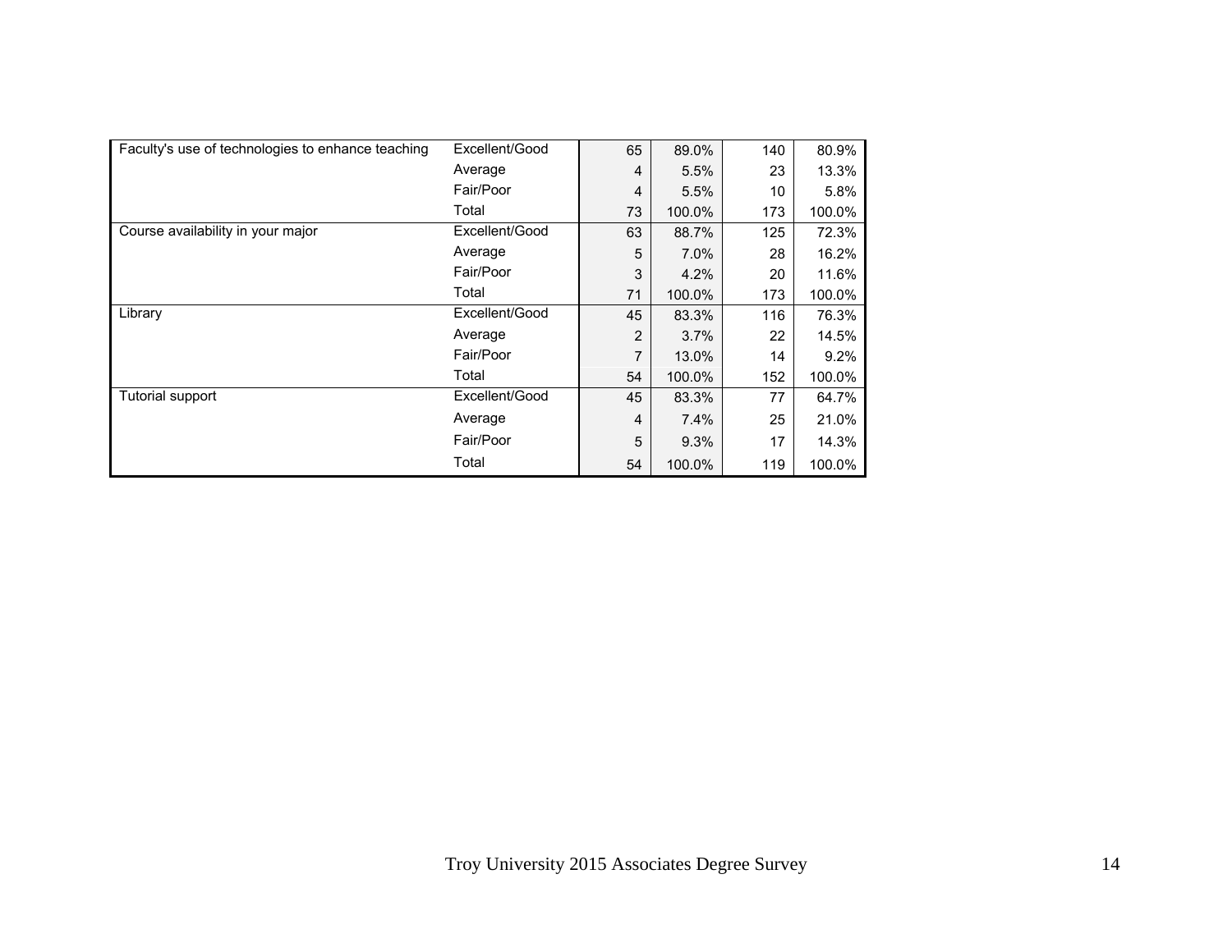| | | | | | |
|---|---|---|---|---|---|
| Faculty's use of technologies to enhance teaching | Excellent/Good | 65 | 89.0% | 140 | 80.9% |
| | Average | 4 | 5.5% | 23 | 13.3% |
| | Fair/Poor | 4 | 5.5% | 10 | 5.8% |
| | Total | 73 | 100.0% | 173 | 100.0% |
| Course availability in your major | Excellent/Good | 63 | 88.7% | 125 | 72.3% |
| | Average | 5 | 7.0% | 28 | 16.2% |
| | Fair/Poor | 3 | 4.2% | 20 | 11.6% |
| | Total | 71 | 100.0% | 173 | 100.0% |
| Library | Excellent/Good | 45 | 83.3% | 116 | 76.3% |
| | Average | 2 | 3.7% | 22 | 14.5% |
| | Fair/Poor | 7 | 13.0% | 14 | 9.2% |
| | Total | 54 | 100.0% | 152 | 100.0% |
| Tutorial support | Excellent/Good | 45 | 83.3% | 77 | 64.7% |
| | Average | 4 | 7.4% | 25 | 21.0% |
| | Fair/Poor | 5 | 9.3% | 17 | 14.3% |
| | Total | 54 | 100.0% | 119 | 100.0% |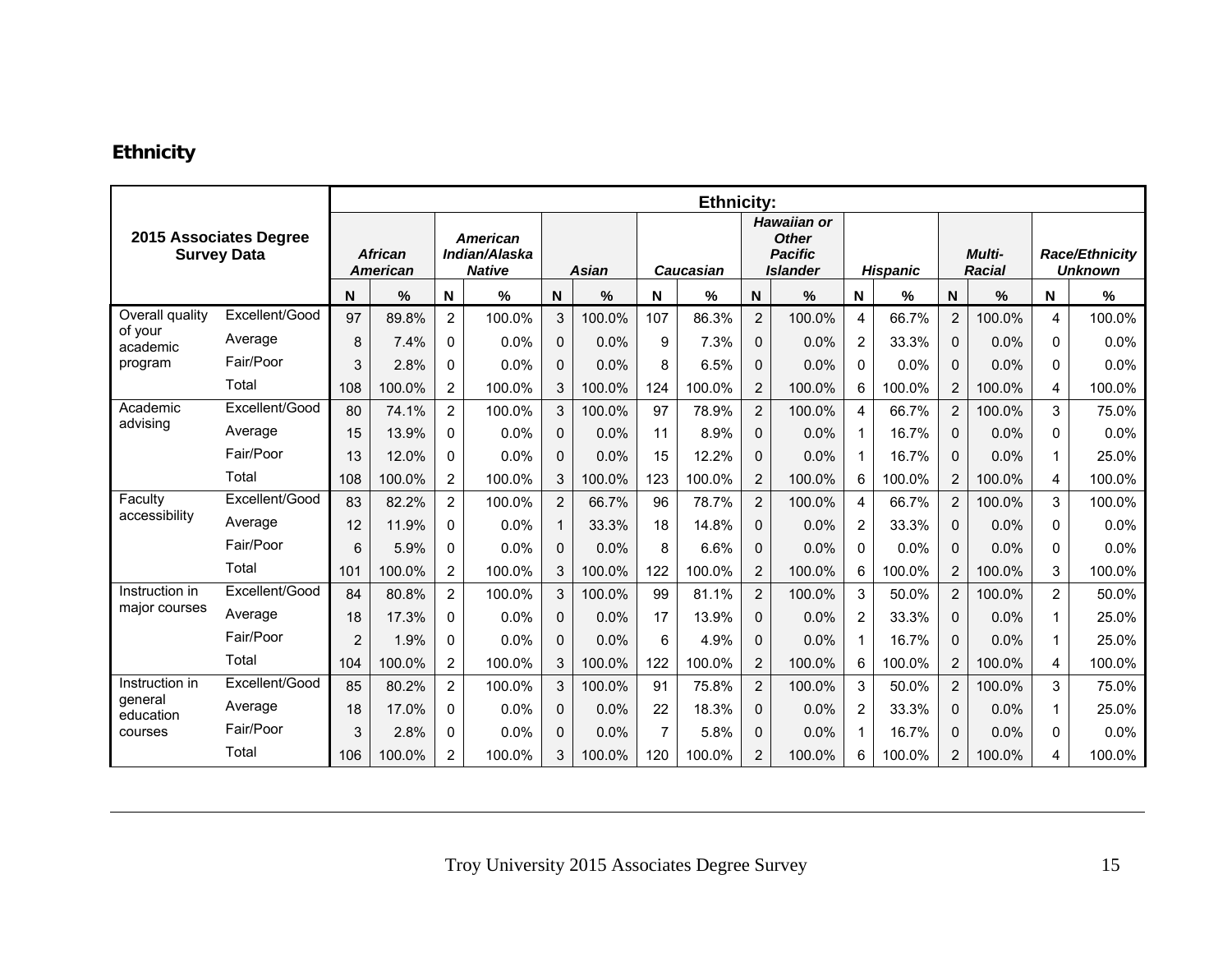## Ethnicity

| 2015 Associates Degree Survey Data | | Ethnicity: | | | | | | | | | | | | | | | |
|---|---|---|---|---|---|---|---|---|---|---|---|---|---|---|---|---|---|
| | | *African American* | | *American Indian/Alaska Native* | | *Asian* | | *Caucasian* | | *Hawaiian or Other Pacific Islander* | | *Hispanic* | | *Multi-Racial* | | *Race/Ethnicity Unknown* | |
| | | N | % | N | % | N | % | N | % | N | % | N | % | N | % | N | % |
| Overall quality of your academic program | Excellent/Good | 97 | 89.8% | 2 | 100.0% | 3 | 100.0% | 107 | 86.3% | 2 | 100.0% | 4 | 66.7% | 2 | 100.0% | 4 | 100.0% |
| | Average | 8 | 7.4% | 0 | 0.0% | 0 | 0.0% | 9 | 7.3% | 0 | 0.0% | 2 | 33.3% | 0 | 0.0% | 0 | 0.0% |
| | Fair/Poor | 3 | 2.8% | 0 | 0.0% | 0 | 0.0% | 8 | 6.5% | 0 | 0.0% | 0 | 0.0% | 0 | 0.0% | 0 | 0.0% |
| | Total | 108 | 100.0% | 2 | 100.0% | 3 | 100.0% | 124 | 100.0% | 2 | 100.0% | 6 | 100.0% | 2 | 100.0% | 4 | 100.0% |
| Academic advising | Excellent/Good | 80 | 74.1% | 2 | 100.0% | 3 | 100.0% | 97 | 78.9% | 2 | 100.0% | 4 | 66.7% | 2 | 100.0% | 3 | 75.0% |
| | Average | 15 | 13.9% | 0 | 0.0% | 0 | 0.0% | 11 | 8.9% | 0 | 0.0% | 1 | 16.7% | 0 | 0.0% | 0 | 0.0% |
| | Fair/Poor | 13 | 12.0% | 0 | 0.0% | 0 | 0.0% | 15 | 12.2% | 0 | 0.0% | 1 | 16.7% | 0 | 0.0% | 1 | 25.0% |
| | Total | 108 | 100.0% | 2 | 100.0% | 3 | 100.0% | 123 | 100.0% | 2 | 100.0% | 6 | 100.0% | 2 | 100.0% | 4 | 100.0% |
| Faculty accessibility | Excellent/Good | 83 | 82.2% | 2 | 100.0% | 2 | 66.7% | 96 | 78.7% | 2 | 100.0% | 4 | 66.7% | 2 | 100.0% | 3 | 100.0% |
| | Average | 12 | 11.9% | 0 | 0.0% | 1 | 33.3% | 18 | 14.8% | 0 | 0.0% | 2 | 33.3% | 0 | 0.0% | 0 | 0.0% |
| | Fair/Poor | 6 | 5.9% | 0 | 0.0% | 0 | 0.0% | 8 | 6.6% | 0 | 0.0% | 0 | 0.0% | 0 | 0.0% | 0 | 0.0% |
| | Total | 101 | 100.0% | 2 | 100.0% | 3 | 100.0% | 122 | 100.0% | 2 | 100.0% | 6 | 100.0% | 2 | 100.0% | 3 | 100.0% |
| Instruction in major courses | Excellent/Good | 84 | 80.8% | 2 | 100.0% | 3 | 100.0% | 99 | 81.1% | 2 | 100.0% | 3 | 50.0% | 2 | 100.0% | 2 | 50.0% |
| | Average | 18 | 17.3% | 0 | 0.0% | 0 | 0.0% | 17 | 13.9% | 0 | 0.0% | 2 | 33.3% | 0 | 0.0% | 1 | 25.0% |
| | Fair/Poor | 2 | 1.9% | 0 | 0.0% | 0 | 0.0% | 6 | 4.9% | 0 | 0.0% | 1 | 16.7% | 0 | 0.0% | 1 | 25.0% |
| | Total | 104 | 100.0% | 2 | 100.0% | 3 | 100.0% | 122 | 100.0% | 2 | 100.0% | 6 | 100.0% | 2 | 100.0% | 4 | 100.0% |
| Instruction in general education courses | Excellent/Good | 85 | 80.2% | 2 | 100.0% | 3 | 100.0% | 91 | 75.8% | 2 | 100.0% | 3 | 50.0% | 2 | 100.0% | 3 | 75.0% |
| | Average | 18 | 17.0% | 0 | 0.0% | 0 | 0.0% | 22 | 18.3% | 0 | 0.0% | 2 | 33.3% | 0 | 0.0% | 1 | 25.0% |
| | Fair/Poor | 3 | 2.8% | 0 | 0.0% | 0 | 0.0% | 7 | 5.8% | 0 | 0.0% | 1 | 16.7% | 0 | 0.0% | 0 | 0.0% |
| | Total | 106 | 100.0% | 2 | 100.0% | 3 | 100.0% | 120 | 100.0% | 2 | 100.0% | 6 | 100.0% | 2 | 100.0% | 4 | 100.0% |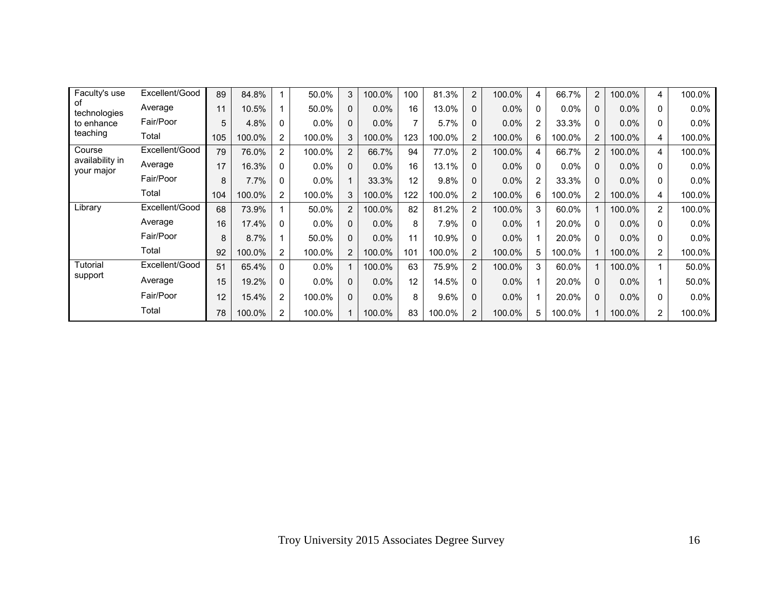| | | | | | | | | | | | | | | | | | |
|---|---|---|---|---|---|---|---|---|---|---|---|---|---|---|---|---|---|
| Faculty's use of technologies to enhance teaching | Excellent/Good | 89 | 84.8% | 1 | 50.0% | 3 | 100.0% | 100 | 81.3% | 2 | 100.0% | 4 | 66.7% | 2 | 100.0% | 4 | 100.0% |
| | Average | 11 | 10.5% | 1 | 50.0% | 0 | 0.0% | 16 | 13.0% | 0 | 0.0% | 0 | 0.0% | 0 | 0.0% | 0 | 0.0% |
| | Fair/Poor | 5 | 4.8% | 0 | 0.0% | 0 | 0.0% | 7 | 5.7% | 0 | 0.0% | 2 | 33.3% | 0 | 0.0% | 0 | 0.0% |
| | Total | 105 | 100.0% | 2 | 100.0% | 3 | 100.0% | 123 | 100.0% | 2 | 100.0% | 6 | 100.0% | 2 | 100.0% | 4 | 100.0% |
| Course availability in your major | Excellent/Good | 79 | 76.0% | 2 | 100.0% | 2 | 66.7% | 94 | 77.0% | 2 | 100.0% | 4 | 66.7% | 2 | 100.0% | 4 | 100.0% |
| | Average | 17 | 16.3% | 0 | 0.0% | 0 | 0.0% | 16 | 13.1% | 0 | 0.0% | 0 | 0.0% | 0 | 0.0% | 0 | 0.0% |
| | Fair/Poor | 8 | 7.7% | 0 | 0.0% | 1 | 33.3% | 12 | 9.8% | 0 | 0.0% | 2 | 33.3% | 0 | 0.0% | 0 | 0.0% |
| | Total | 104 | 100.0% | 2 | 100.0% | 3 | 100.0% | 122 | 100.0% | 2 | 100.0% | 6 | 100.0% | 2 | 100.0% | 4 | 100.0% |
| Library | Excellent/Good | 68 | 73.9% | 1 | 50.0% | 2 | 100.0% | 82 | 81.2% | 2 | 100.0% | 3 | 60.0% | 1 | 100.0% | 2 | 100.0% |
| | Average | 16 | 17.4% | 0 | 0.0% | 0 | 0.0% | 8 | 7.9% | 0 | 0.0% | 1 | 20.0% | 0 | 0.0% | 0 | 0.0% |
| | Fair/Poor | 8 | 8.7% | 1 | 50.0% | 0 | 0.0% | 11 | 10.9% | 0 | 0.0% | 1 | 20.0% | 0 | 0.0% | 0 | 0.0% |
| | Total | 92 | 100.0% | 2 | 100.0% | 2 | 100.0% | 101 | 100.0% | 2 | 100.0% | 5 | 100.0% | 1 | 100.0% | 2 | 100.0% |
| Tutorial support | Excellent/Good | 51 | 65.4% | 0 | 0.0% | 1 | 100.0% | 63 | 75.9% | 2 | 100.0% | 3 | 60.0% | 1 | 100.0% | 1 | 50.0% |
| | Average | 15 | 19.2% | 0 | 0.0% | 0 | 0.0% | 12 | 14.5% | 0 | 0.0% | 1 | 20.0% | 0 | 0.0% | 1 | 50.0% |
| | Fair/Poor | 12 | 15.4% | 2 | 100.0% | 0 | 0.0% | 8 | 9.6% | 0 | 0.0% | 1 | 20.0% | 0 | 0.0% | 0 | 0.0% |
| | Total | 78 | 100.0% | 2 | 100.0% | 1 | 100.0% | 83 | 100.0% | 2 | 100.0% | 5 | 100.0% | 1 | 100.0% | 2 | 100.0% |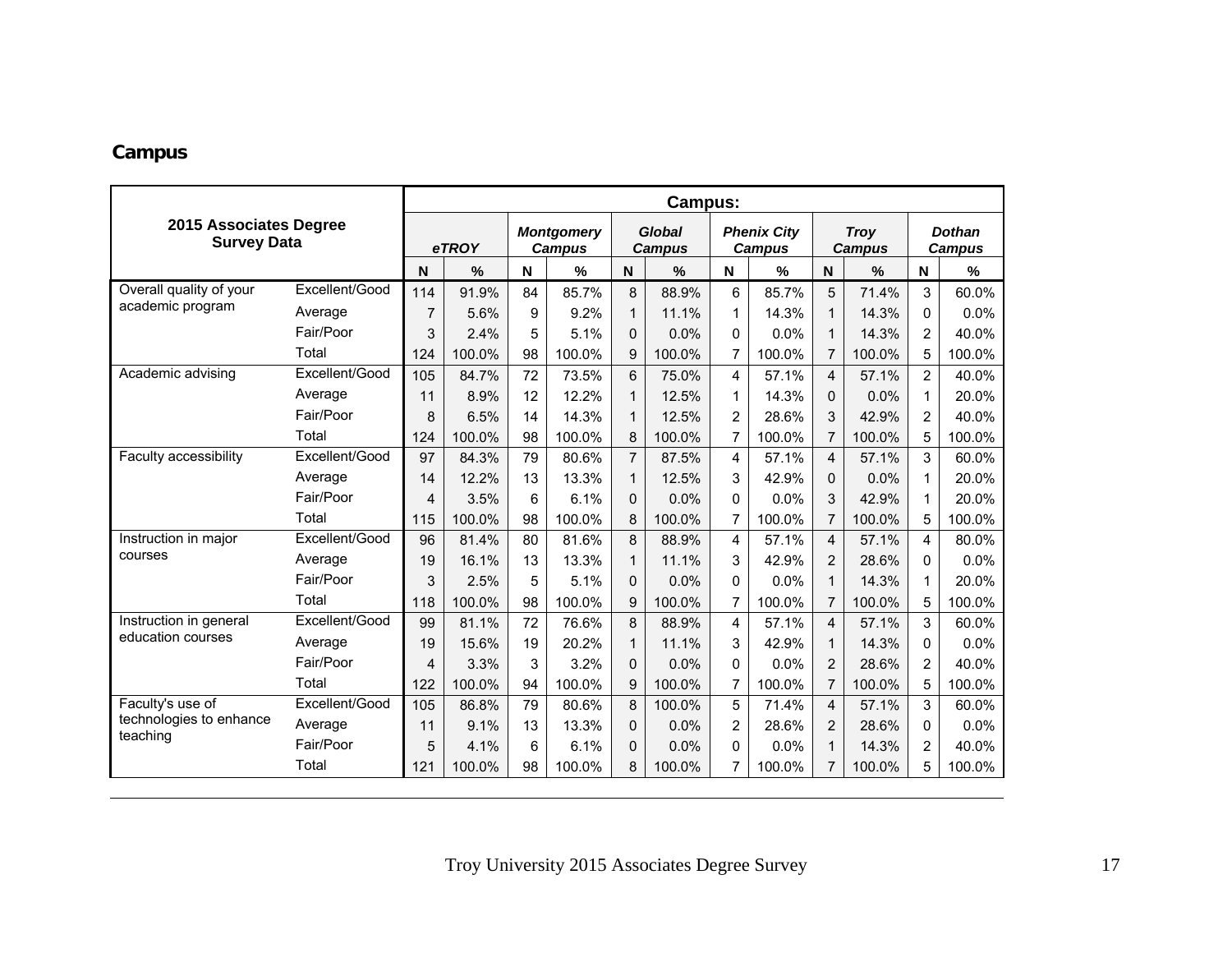## Campus

| 2015 Associates Degree Survey Data | | Campus: | | | | | | | | | | | |
|---|---|---|---|---|---|---|---|---|---|---|---|---|---|
| | | *eTROY* | | *Montgomery Campus* | | *Global Campus* | | *Phenix City Campus* | | *Troy Campus* | | *Dothan Campus* | |
| | | N | % | N | % | N | % | N | % | N | % | N | % |
| Overall quality of your academic program | Excellent/Good | 114 | 91.9% | 84 | 85.7% | 8 | 88.9% | 6 | 85.7% | 5 | 71.4% | 3 | 60.0% |
| | Average | 7 | 5.6% | 9 | 9.2% | 1 | 11.1% | 1 | 14.3% | 1 | 14.3% | 0 | 0.0% |
| | Fair/Poor | 3 | 2.4% | 5 | 5.1% | 0 | 0.0% | 0 | 0.0% | 1 | 14.3% | 2 | 40.0% |
| | Total | 124 | 100.0% | 98 | 100.0% | 9 | 100.0% | 7 | 100.0% | 7 | 100.0% | 5 | 100.0% |
| Academic advising | Excellent/Good | 105 | 84.7% | 72 | 73.5% | 6 | 75.0% | 4 | 57.1% | 4 | 57.1% | 2 | 40.0% |
| | Average | 11 | 8.9% | 12 | 12.2% | 1 | 12.5% | 1 | 14.3% | 0 | 0.0% | 1 | 20.0% |
| | Fair/Poor | 8 | 6.5% | 14 | 14.3% | 1 | 12.5% | 2 | 28.6% | 3 | 42.9% | 2 | 40.0% |
| | Total | 124 | 100.0% | 98 | 100.0% | 8 | 100.0% | 7 | 100.0% | 7 | 100.0% | 5 | 100.0% |
| Faculty accessibility | Excellent/Good | 97 | 84.3% | 79 | 80.6% | 7 | 87.5% | 4 | 57.1% | 4 | 57.1% | 3 | 60.0% |
| | Average | 14 | 12.2% | 13 | 13.3% | 1 | 12.5% | 3 | 42.9% | 0 | 0.0% | 1 | 20.0% |
| | Fair/Poor | 4 | 3.5% | 6 | 6.1% | 0 | 0.0% | 0 | 0.0% | 3 | 42.9% | 1 | 20.0% |
| | Total | 115 | 100.0% | 98 | 100.0% | 8 | 100.0% | 7 | 100.0% | 7 | 100.0% | 5 | 100.0% |
| Instruction in major courses | Excellent/Good | 96 | 81.4% | 80 | 81.6% | 8 | 88.9% | 4 | 57.1% | 4 | 57.1% | 4 | 80.0% |
| | Average | 19 | 16.1% | 13 | 13.3% | 1 | 11.1% | 3 | 42.9% | 2 | 28.6% | 0 | 0.0% |
| | Fair/Poor | 3 | 2.5% | 5 | 5.1% | 0 | 0.0% | 0 | 0.0% | 1 | 14.3% | 1 | 20.0% |
| | Total | 118 | 100.0% | 98 | 100.0% | 9 | 100.0% | 7 | 100.0% | 7 | 100.0% | 5 | 100.0% |
| Instruction in general education courses | Excellent/Good | 99 | 81.1% | 72 | 76.6% | 8 | 88.9% | 4 | 57.1% | 4 | 57.1% | 3 | 60.0% |
| | Average | 19 | 15.6% | 19 | 20.2% | 1 | 11.1% | 3 | 42.9% | 1 | 14.3% | 0 | 0.0% |
| | Fair/Poor | 4 | 3.3% | 3 | 3.2% | 0 | 0.0% | 0 | 0.0% | 2 | 28.6% | 2 | 40.0% |
| | Total | 122 | 100.0% | 94 | 100.0% | 9 | 100.0% | 7 | 100.0% | 7 | 100.0% | 5 | 100.0% |
| Faculty's use of technologies to enhance teaching | Excellent/Good | 105 | 86.8% | 79 | 80.6% | 8 | 100.0% | 5 | 71.4% | 4 | 57.1% | 3 | 60.0% |
| | Average | 11 | 9.1% | 13 | 13.3% | 0 | 0.0% | 2 | 28.6% | 2 | 28.6% | 0 | 0.0% |
| | Fair/Poor | 5 | 4.1% | 6 | 6.1% | 0 | 0.0% | 0 | 0.0% | 1 | 14.3% | 2 | 40.0% |
| | Total | 121 | 100.0% | 98 | 100.0% | 8 | 100.0% | 7 | 100.0% | 7 | 100.0% | 5 | 100.0% |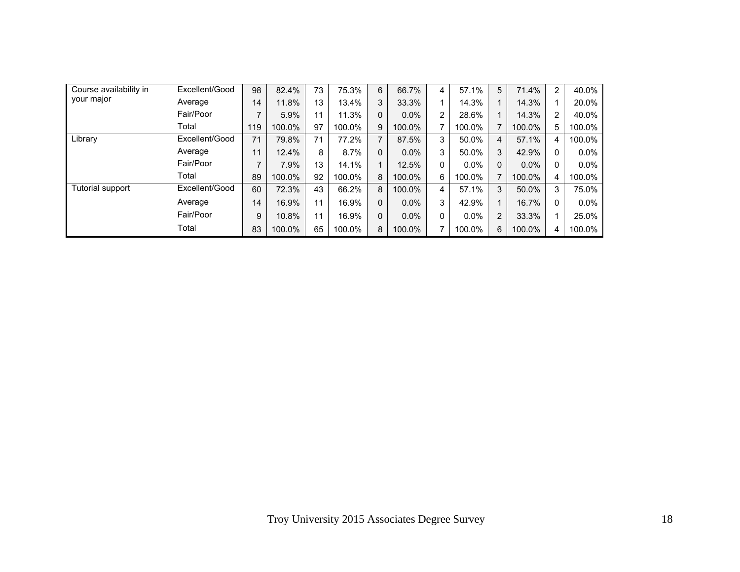| | | | | | | | | | | | | | |
|---|---|---|---|---|---|---|---|---|---|---|---|---|---|
| Course availability in your major | Excellent/Good | 98 | 82.4% | 73 | 75.3% | 6 | 66.7% | 4 | 57.1% | 5 | 71.4% | 2 | 40.0% |
| | Average | 14 | 11.8% | 13 | 13.4% | 3 | 33.3% | 1 | 14.3% | 1 | 14.3% | 1 | 20.0% |
| | Fair/Poor | 7 | 5.9% | 11 | 11.3% | 0 | 0.0% | 2 | 28.6% | 1 | 14.3% | 2 | 40.0% |
| | Total | 119 | 100.0% | 97 | 100.0% | 9 | 100.0% | 7 | 100.0% | 7 | 100.0% | 5 | 100.0% |
| Library | Excellent/Good | 71 | 79.8% | 71 | 77.2% | 7 | 87.5% | 3 | 50.0% | 4 | 57.1% | 4 | 100.0% |
| | Average | 11 | 12.4% | 8 | 8.7% | 0 | 0.0% | 3 | 50.0% | 3 | 42.9% | 0 | 0.0% |
| | Fair/Poor | 7 | 7.9% | 13 | 14.1% | 1 | 12.5% | 0 | 0.0% | 0 | 0.0% | 0 | 0.0% |
| | Total | 89 | 100.0% | 92 | 100.0% | 8 | 100.0% | 6 | 100.0% | 7 | 100.0% | 4 | 100.0% |
| Tutorial support | Excellent/Good | 60 | 72.3% | 43 | 66.2% | 8 | 100.0% | 4 | 57.1% | 3 | 50.0% | 3 | 75.0% |
| | Average | 14 | 16.9% | 11 | 16.9% | 0 | 0.0% | 3 | 42.9% | 1 | 16.7% | 0 | 0.0% |
| | Fair/Poor | 9 | 10.8% | 11 | 16.9% | 0 | 0.0% | 0 | 0.0% | 2 | 33.3% | 1 | 25.0% |
| | Total | 83 | 100.0% | 65 | 100.0% | 8 | 100.0% | 7 | 100.0% | 6 | 100.0% | 4 | 100.0% |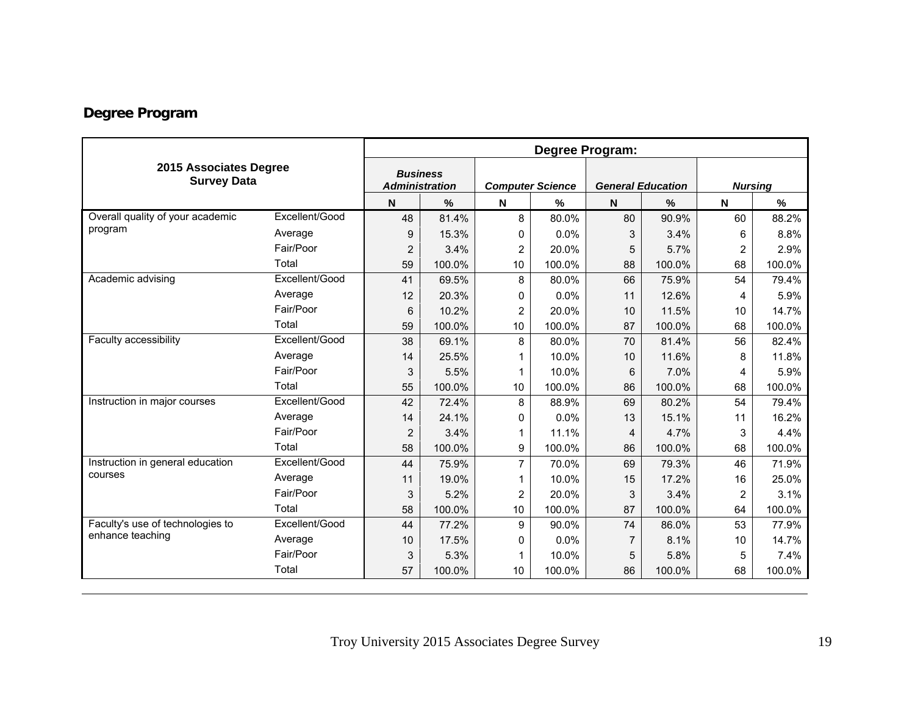## Degree Program

| 2015 Associates Degree Survey Data | | Degree Program: | | | | | | | |
|---|---|---|---|---|---|---|---|---|---|
| | | *Business Administration* | | *Computer Science* | | *General Education* | | *Nursing* | |
| | | N | % | N | % | N | % | N | % |
| Overall quality of your academic program | Excellent/Good | 48 | 81.4% | 8 | 80.0% | 80 | 90.9% | 60 | 88.2% |
| | Average | 9 | 15.3% | 0 | 0.0% | 3 | 3.4% | 6 | 8.8% |
| | Fair/Poor | 2 | 3.4% | 2 | 20.0% | 5 | 5.7% | 2 | 2.9% |
| | Total | 59 | 100.0% | 10 | 100.0% | 88 | 100.0% | 68 | 100.0% |
| Academic advising | Excellent/Good | 41 | 69.5% | 8 | 80.0% | 66 | 75.9% | 54 | 79.4% |
| | Average | 12 | 20.3% | 0 | 0.0% | 11 | 12.6% | 4 | 5.9% |
| | Fair/Poor | 6 | 10.2% | 2 | 20.0% | 10 | 11.5% | 10 | 14.7% |
| | Total | 59 | 100.0% | 10 | 100.0% | 87 | 100.0% | 68 | 100.0% |
| Faculty accessibility | Excellent/Good | 38 | 69.1% | 8 | 80.0% | 70 | 81.4% | 56 | 82.4% |
| | Average | 14 | 25.5% | 1 | 10.0% | 10 | 11.6% | 8 | 11.8% |
| | Fair/Poor | 3 | 5.5% | 1 | 10.0% | 6 | 7.0% | 4 | 5.9% |
| | Total | 55 | 100.0% | 10 | 100.0% | 86 | 100.0% | 68 | 100.0% |
| Instruction in major courses | Excellent/Good | 42 | 72.4% | 8 | 88.9% | 69 | 80.2% | 54 | 79.4% |
| | Average | 14 | 24.1% | 0 | 0.0% | 13 | 15.1% | 11 | 16.2% |
| | Fair/Poor | 2 | 3.4% | 1 | 11.1% | 4 | 4.7% | 3 | 4.4% |
| | Total | 58 | 100.0% | 9 | 100.0% | 86 | 100.0% | 68 | 100.0% |
| Instruction in general education courses | Excellent/Good | 44 | 75.9% | 7 | 70.0% | 69 | 79.3% | 46 | 71.9% |
| | Average | 11 | 19.0% | 1 | 10.0% | 15 | 17.2% | 16 | 25.0% |
| | Fair/Poor | 3 | 5.2% | 2 | 20.0% | 3 | 3.4% | 2 | 3.1% |
| | Total | 58 | 100.0% | 10 | 100.0% | 87 | 100.0% | 64 | 100.0% |
| Faculty's use of technologies to enhance teaching | Excellent/Good | 44 | 77.2% | 9 | 90.0% | 74 | 86.0% | 53 | 77.9% |
| | Average | 10 | 17.5% | 0 | 0.0% | 7 | 8.1% | 10 | 14.7% |
| | Fair/Poor | 3 | 5.3% | 1 | 10.0% | 5 | 5.8% | 5 | 7.4% |
| | Total | 57 | 100.0% | 10 | 100.0% | 86 | 100.0% | 68 | 100.0% |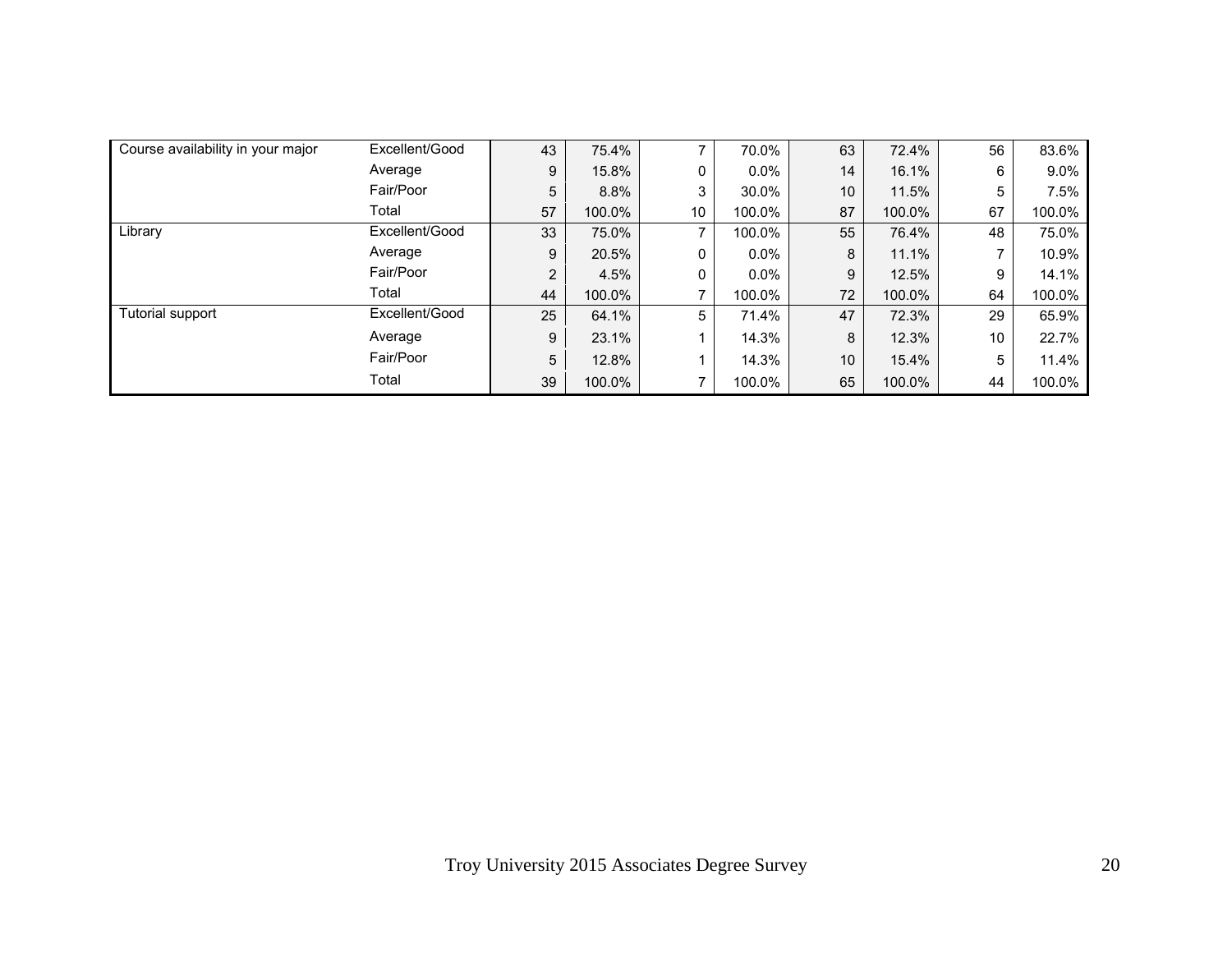| | | | | | | | | | |
|---|---|---|---|---|---|---|---|---|---|
| Course availability in your major | Excellent/Good | 43 | 75.4% | 7 | 70.0% | 63 | 72.4% | 56 | 83.6% |
| | Average | 9 | 15.8% | 0 | 0.0% | 14 | 16.1% | 6 | 9.0% |
| | Fair/Poor | 5 | 8.8% | 3 | 30.0% | 10 | 11.5% | 5 | 7.5% |
| | Total | 57 | 100.0% | 10 | 100.0% | 87 | 100.0% | 67 | 100.0% |
| Library | Excellent/Good | 33 | 75.0% | 7 | 100.0% | 55 | 76.4% | 48 | 75.0% |
| | Average | 9 | 20.5% | 0 | 0.0% | 8 | 11.1% | 7 | 10.9% |
| | Fair/Poor | 2 | 4.5% | 0 | 0.0% | 9 | 12.5% | 9 | 14.1% |
| | Total | 44 | 100.0% | 7 | 100.0% | 72 | 100.0% | 64 | 100.0% |
| Tutorial support | Excellent/Good | 25 | 64.1% | 5 | 71.4% | 47 | 72.3% | 29 | 65.9% |
| | Average | 9 | 23.1% | 1 | 14.3% | 8 | 12.3% | 10 | 22.7% |
| | Fair/Poor | 5 | 12.8% | 1 | 14.3% | 10 | 15.4% | 5 | 11.4% |
| | Total | 39 | 100.0% | 7 | 100.0% | 65 | 100.0% | 44 | 100.0% |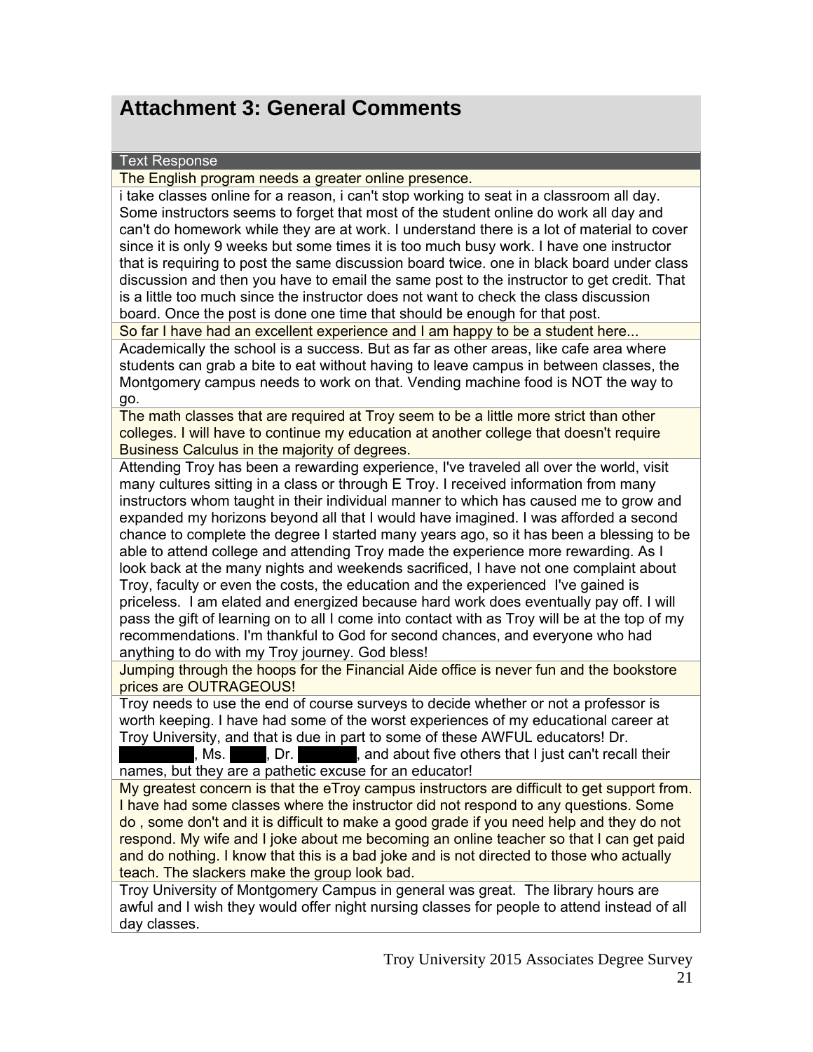## Attachment 3: General Comments

| Text Response |
|---|
| The English program needs a greater online presence. |
| i take classes online for a reason, i can't stop working to seat in a classroom all day. Some instructors seems to forget that most of the student online do work all day and can't do homework while they are at work. I understand there is a lot of material to cover since it is only 9 weeks but some times it is too much busy work. I have one instructor that is requiring to post the same discussion board twice. one in black board under class discussion and then you have to email the same post to the instructor to get credit. That is a little too much since the instructor does not want to check the class discussion board. Once the post is done one time that should be enough for that post. |
| So far I have had an excellent experience and I am happy to be a student here... |
| Academically the school is a success. But as far as other areas, like cafe area where students can grab a bite to eat without having to leave campus in between classes, the Montgomery campus needs to work on that. Vending machine food is NOT the way to go. |
| The math classes that are required at Troy seem to be a little more strict than other colleges. I will have to continue my education at another college that doesn't require Business Calculus in the majority of degrees. |
| Attending Troy has been a rewarding experience, I've traveled all over the world, visit many cultures sitting in a class or through E Troy. I received information from many instructors whom taught in their individual manner to which has caused me to grow and expanded my horizons beyond all that I would have imagined. I was afforded a second chance to complete the degree I started many years ago, so it has been a blessing to be able to attend college and attending Troy made the experience more rewarding. As I look back at the many nights and weekends sacrificed, I have not one complaint about Troy, faculty or even the costs, the education and the experienced I've gained is priceless. I am elated and energized because hard work does eventually pay off. I will pass the gift of learning on to all I come into contact with as Troy will be at the top of my recommendations. I'm thankful to God for second chances, and everyone who had anything to do with my Troy journey. God bless! |
| Jumping through the hoops for the Financial Aide office is never fun and the bookstore prices are OUTRAGEOUS! |
| Troy needs to use the end of course surveys to decide whether or not a professor is worth keeping. I have had some of the worst experiences of my educational career at Troy University, and that is due in part to some of these AWFUL educators! Dr. [REDACTED], Ms. [REDACTED], Dr. [REDACTED], and about five others that I just can't recall their names, but they are a pathetic excuse for an educator! |
| My greatest concern is that the eTroy campus instructors are difficult to get support from. I have had some classes where the instructor did not respond to any questions. Some do , some don't and it is difficult to make a good grade if you need help and they do not respond. My wife and I joke about me becoming an online teacher so that I can get paid and do nothing. I know that this is a bad joke and is not directed to those who actually teach. The slackers make the group look bad. |
| Troy University of Montgomery Campus in general was great. The library hours are awful and I wish they would offer night nursing classes for people to attend instead of all day classes. |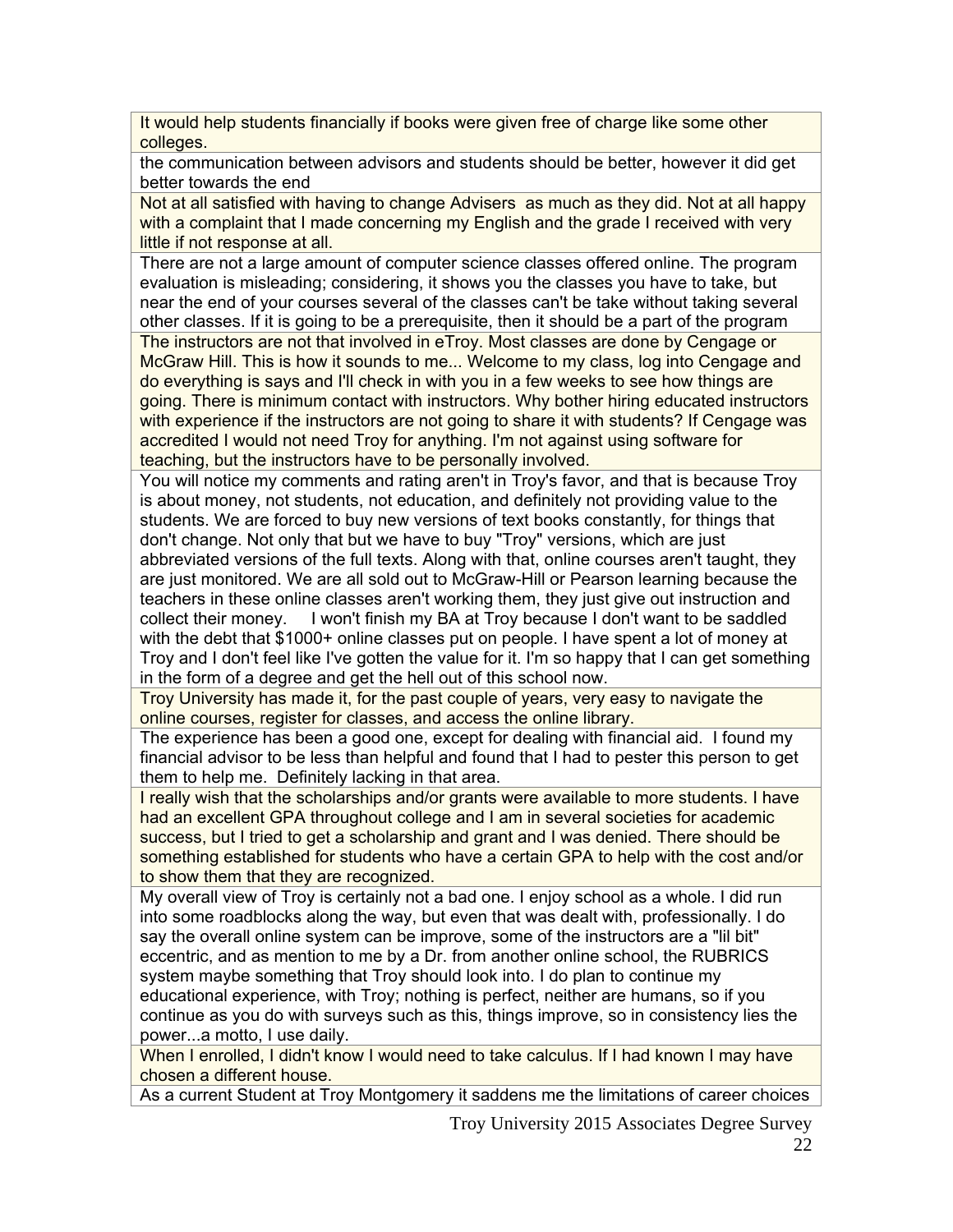| |
|---|
| It would help students financially if books were given free of charge like some other colleges. |
| the communication between advisors and students should be better, however it did get better towards the end |
| Not at all satisfied with having to change Advisers as much as they did. Not at all happy with a complaint that I made concerning my English and the grade I received with very little if not response at all. |
| There are not a large amount of computer science classes offered online. The program evaluation is misleading; considering, it shows you the classes you have to take, but near the end of your courses several of the classes can't be take without taking several other classes. If it is going to be a prerequisite, then it should be a part of the program |
| The instructors are not that involved in eTroy. Most classes are done by Cengage or McGraw Hill. This is how it sounds to me... Welcome to my class, log into Cengage and do everything is says and I'll check in with you in a few weeks to see how things are going. There is minimum contact with instructors. Why bother hiring educated instructors with experience if the instructors are not going to share it with students? If Cengage was accredited I would not need Troy for anything. I'm not against using software for teaching, but the instructors have to be personally involved. |
| You will notice my comments and rating aren't in Troy's favor, and that is because Troy is about money, not students, not education, and definitely not providing value to the students. We are forced to buy new versions of text books constantly, for things that don't change. Not only that but we have to buy "Troy" versions, which are just abbreviated versions of the full texts. Along with that, online courses aren't taught, they are just monitored. We are all sold out to McGraw-Hill or Pearson learning because the teachers in these online classes aren't working them, they just give out instruction and collect their money. I won't finish my BA at Troy because I don't want to be saddled with the debt that $1000+ online classes put on people. I have spent a lot of money at Troy and I don't feel like I've gotten the value for it. I'm so happy that I can get something in the form of a degree and get the hell out of this school now. |
| Troy University has made it, for the past couple of years, very easy to navigate the online courses, register for classes, and access the online library. |
| The experience has been a good one, except for dealing with financial aid. I found my financial advisor to be less than helpful and found that I had to pester this person to get them to help me. Definitely lacking in that area. |
| I really wish that the scholarships and/or grants were available to more students. I have had an excellent GPA throughout college and I am in several societies for academic success, but I tried to get a scholarship and grant and I was denied. There should be something established for students who have a certain GPA to help with the cost and/or to show them that they are recognized. |
| My overall view of Troy is certainly not a bad one. I enjoy school as a whole. I did run into some roadblocks along the way, but even that was dealt with, professionally. I do say the overall online system can be improve, some of the instructors are a "lil bit" eccentric, and as mention to me by a Dr. from another online school, the RUBRICS system maybe something that Troy should look into. I do plan to continue my educational experience, with Troy; nothing is perfect, neither are humans, so if you continue as you do with surveys such as this, things improve, so in consistency lies the power...a motto, I use daily. |
| When I enrolled, I didn't know I would need to take calculus. If I had known I may have chosen a different house. |
| As a current Student at Troy Montgomery it saddens me the limitations of career choices |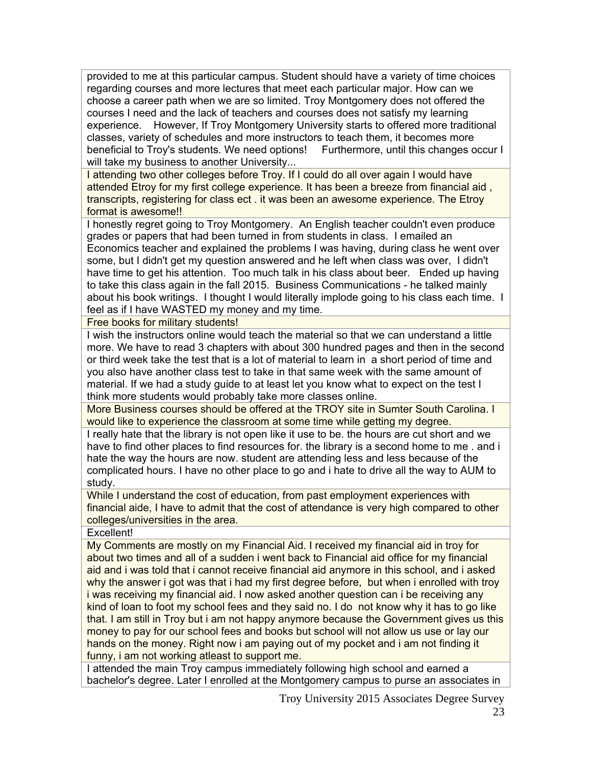| |
|---|
| provided to me at this particular campus. Student should have a variety of time choices regarding courses and more lectures that meet each particular major. How can we choose a career path when we are so limited. Troy Montgomery does not offered the courses I need and the lack of teachers and courses does not satisfy my learning experience. However, If Troy Montgomery University starts to offered more traditional classes, variety of schedules and more instructors to teach them, it becomes more beneficial to Troy's students. We need options! Furthermore, until this changes occur I will take my business to another University... |
| I attending two other colleges before Troy. If I could do all over again I would have attended Etroy for my first college experience. It has been a breeze from financial aid , transcripts, registering for class ect . it was been an awesome experience. The Etroy format is awesome!! |
| I honestly regret going to Troy Montgomery. An English teacher couldn't even produce grades or papers that had been turned in from students in class. I emailed an Economics teacher and explained the problems I was having, during class he went over some, but I didn't get my question answered and he left when class was over, I didn't have time to get his attention. Too much talk in his class about beer. Ended up having to take this class again in the fall 2015. Business Communications - he talked mainly about his book writings. I thought I would literally implode going to his class each time. I feel as if I have WASTED my money and my time. |
| Free books for military students! |
| I wish the instructors online would teach the material so that we can understand a little more. We have to read 3 chapters with about 300 hundred pages and then in the second or third week take the test that is a lot of material to learn in a short period of time and you also have another class test to take in that same week with the same amount of material. If we had a study guide to at least let you know what to expect on the test I think more students would probably take more classes online. |
| More Business courses should be offered at the TROY site in Sumter South Carolina. I would like to experience the classroom at some time while getting my degree. |
| I really hate that the library is not open like it use to be. the hours are cut short and we have to find other places to find resources for. the library is a second home to me . and i hate the way the hours are now. student are attending less and less because of the complicated hours. I have no other place to go and i hate to drive all the way to AUM to study. |
| While I understand the cost of education, from past employment experiences with financial aide, I have to admit that the cost of attendance is very high compared to other colleges/universities in the area. |
| Excellent! |
| My Comments are mostly on my Financial Aid. I received my financial aid in troy for about two times and all of a sudden i went back to Financial aid office for my financial aid and i was told that i cannot receive financial aid anymore in this school, and i asked why the answer i got was that i had my first degree before, but when i enrolled with troy i was receiving my financial aid. I now asked another question can i be receiving any kind of loan to foot my school fees and they said no. I do not know why it has to go like that. I am still in Troy but i am not happy anymore because the Government gives us this money to pay for our school fees and books but school will not allow us use or lay our hands on the money. Right now i am paying out of my pocket and i am not finding it funny, i am not working atleast to support me. |
| I attended the main Troy campus immediately following high school and earned a bachelor's degree. Later I enrolled at the Montgomery campus to purse an associates in |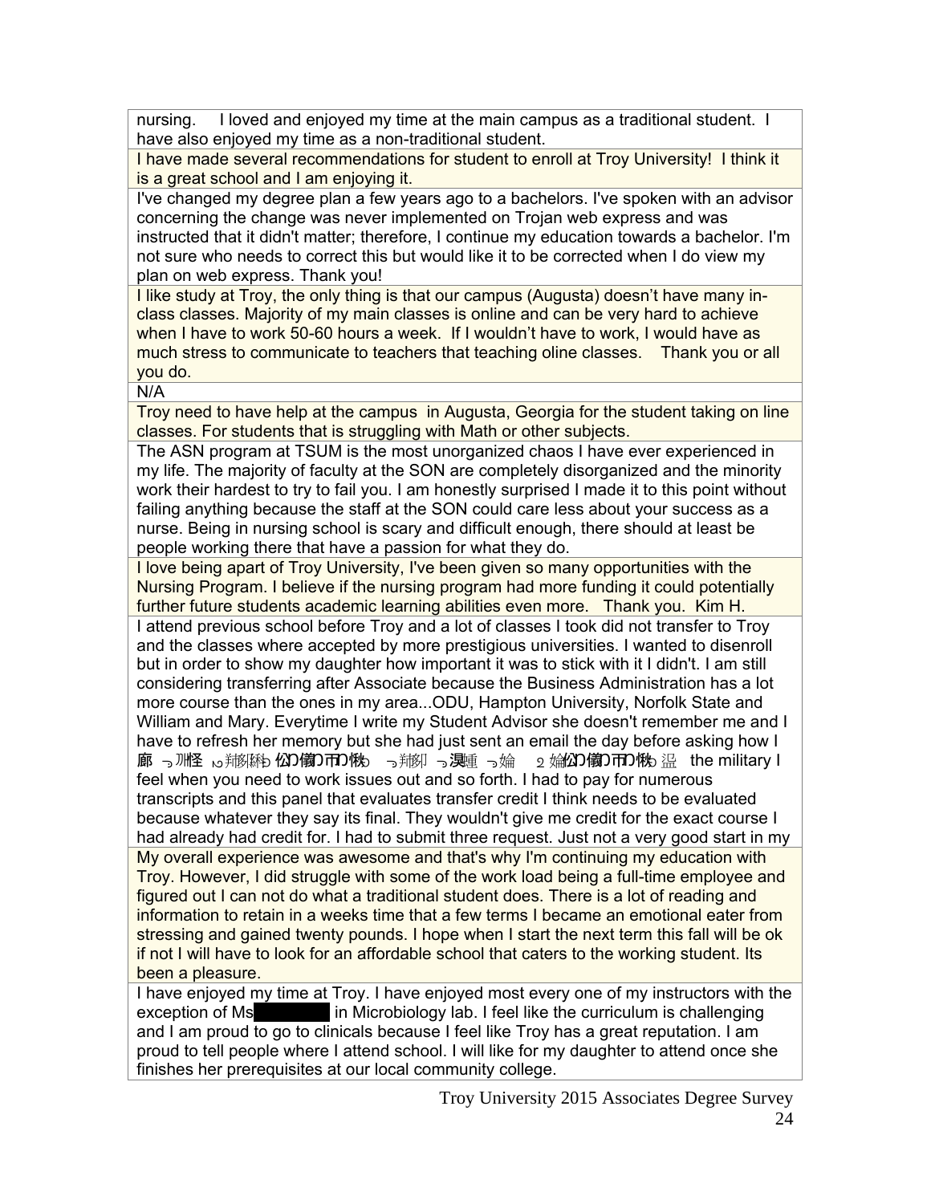| |
|---|
| nursing. I loved and enjoyed my time at the main campus as a traditional student. I have also enjoyed my time as a non-traditional student. |
| I have made several recommendations for student to enroll at Troy University! I think it is a great school and I am enjoying it. |
| I've changed my degree plan a few years ago to a bachelors. I've spoken with an advisor concerning the change was never implemented on Trojan web express and was instructed that it didn't matter; therefore, I continue my education towards a bachelor. I'm not sure who needs to correct this but would like it to be corrected when I do view my plan on web express. Thank you! |
| I like study at Troy, the only thing is that our campus (Augusta) doesn't have many in-class classes. Majority of my main classes is online and can be very hard to achieve when I have to work 50-60 hours a week. If I wouldn't have to work, I would have as much stress to communicate to teachers that teaching oline classes. Thank you or all you do. |
| N/A |
| Troy need to have help at the campus in Augusta, Georgia for the student taking on line classes. For students that is struggling with Math or other subjects. |
| The ASN program at TSUM is the most unorganized chaos I have ever experienced in my life. The majority of faculty at the SON are completely disorganized and the minority work their hardest to try to fail you. I am honestly surprised I made it to this point without failing anything because the staff at the SON could care less about your success as a nurse. Being in nursing school is scary and difficult enough, there should at least be people working there that have a passion for what they do. |
| I love being apart of Troy University, I've been given so many opportunities with the Nursing Program. I believe if the nursing program had more funding it could potentially further future students academic learning abilities even more. Thank you. Kim H. |
| I attend previous school before Troy and a lot of classes I took did not transfer to Troy and the classes where accepted by more prestigious universities. I wanted to disenroll but in order to show my daughter how important it was to stick with it I didn't. I am still considering transferring after Associate because the Business Administration has a lot more course than the ones in my area...ODU, Hampton University, Norfolk State and William and Mary. Everytime I write my Student Advisor she doesn't remember me and I have to refresh her memory but she had just sent an email the day before asking how I 廊 ㄱ洲怪 ㄴ翔豺 忪り傐り帀り怷 ㄱ翔刐 ㄱ淉喠 ㄱ婨 ㄹ婨忪り傐り帀り怷 温 the military I feel when you need to work issues out and so forth. I had to pay for numerous transcripts and this panel that evaluates transfer credit I think needs to be evaluated because whatever they say its final. They wouldn't give me credit for the exact course I had already had credit for. I had to submit three request. Just not a very good start in my |
| My overall experience was awesome and that's why I'm continuing my education with Troy. However, I did struggle with some of the work load being a full-time employee and figured out I can not do what a traditional student does. There is a lot of reading and information to retain in a weeks time that a few terms I became an emotional eater from stressing and gained twenty pounds. I hope when I start the next term this fall will be ok if not I will have to look for an affordable school that caters to the working student. Its been a pleasure. |
| I have enjoyed my time at Troy. I have enjoyed most every one of my instructors with the exception of Ms ████ in Microbiology lab. I feel like the curriculum is challenging and I am proud to go to clinicals because I feel like Troy has a great reputation. I am proud to tell people where I attend school. I will like for my daughter to attend once she finishes her prerequisites at our local community college. |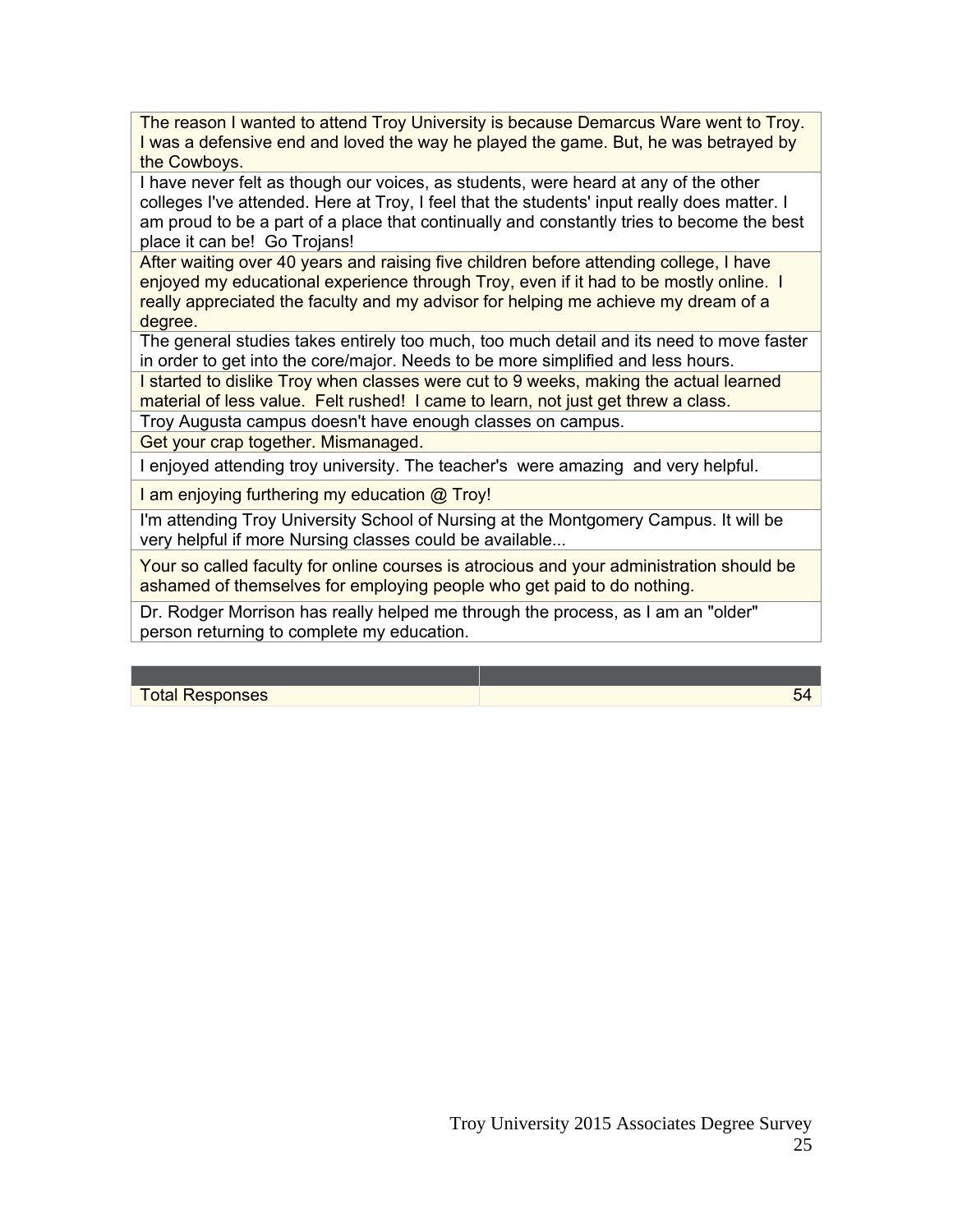| |
|---|
| The reason I wanted to attend Troy University is because Demarcus Ware went to Troy. I was a defensive end and loved the way he played the game. But, he was betrayed by the Cowboys. |
| I have never felt as though our voices, as students, were heard at any of the other colleges I've attended. Here at Troy, I feel that the students' input really does matter. I am proud to be a part of a place that continually and constantly tries to become the best place it can be! Go Trojans! |
| After waiting over 40 years and raising five children before attending college, I have enjoyed my educational experience through Troy, even if it had to be mostly online. I really appreciated the faculty and my advisor for helping me achieve my dream of a degree. |
| The general studies takes entirely too much, too much detail and its need to move faster in order to get into the core/major. Needs to be more simplified and less hours. |
| I started to dislike Troy when classes were cut to 9 weeks, making the actual learned material of less value. Felt rushed! I came to learn, not just get threw a class. |
| Troy Augusta campus doesn't have enough classes on campus. |
| Get your crap together. Mismanaged. |
| I enjoyed attending troy university. The teacher's were amazing and very helpful. |
| I am enjoying furthering my education @ Troy! |
| I'm attending Troy University School of Nursing at the Montgomery Campus. It will be very helpful if more Nursing classes could be available... |
| Your so called faculty for online courses is atrocious and your administration should be ashamed of themselves for employing people who get paid to do nothing. |
| Dr. Rodger Morrison has really helped me through the process, as I am an "older" person returning to complete my education. |

| | |
|---|---|
| Total Responses | 54 |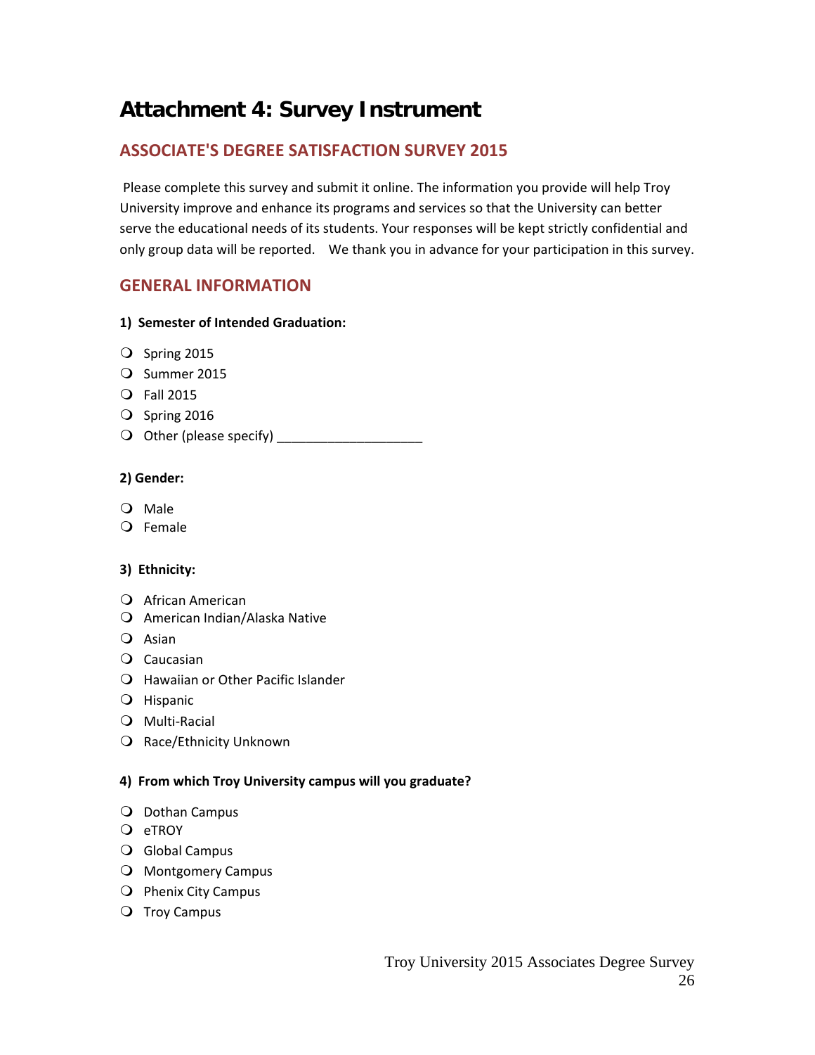# Attachment 4: Survey Instrument

## ASSOCIATE'S DEGREE SATISFACTION SURVEY 2015

Please complete this survey and submit it online. The information you provide will help Troy University improve and enhance its programs and services so that the University can better serve the educational needs of its students. Your responses will be kept strictly confidential and only group data will be reported. We thank you in advance for your participation in this survey.

## GENERAL INFORMATION

**1) Semester of Intended Graduation:**

- ❍ Spring 2015
- ❍ Summer 2015
- ❍ Fall 2015
- ❍ Spring 2016
- ❍ Other (please specify) ____________________

**2) Gender:**

- ❍ Male
- ❍ Female

**3) Ethnicity:**

- ❍ African American
- ❍ American Indian/Alaska Native
- ❍ Asian
- ❍ Caucasian
- ❍ Hawaiian or Other Pacific Islander
- ❍ Hispanic
- ❍ Multi-Racial
- ❍ Race/Ethnicity Unknown

**4) From which Troy University campus will you graduate?**

- ❍ Dothan Campus
- ❍ eTROY
- ❍ Global Campus
- ❍ Montgomery Campus
- ❍ Phenix City Campus
- ❍ Troy Campus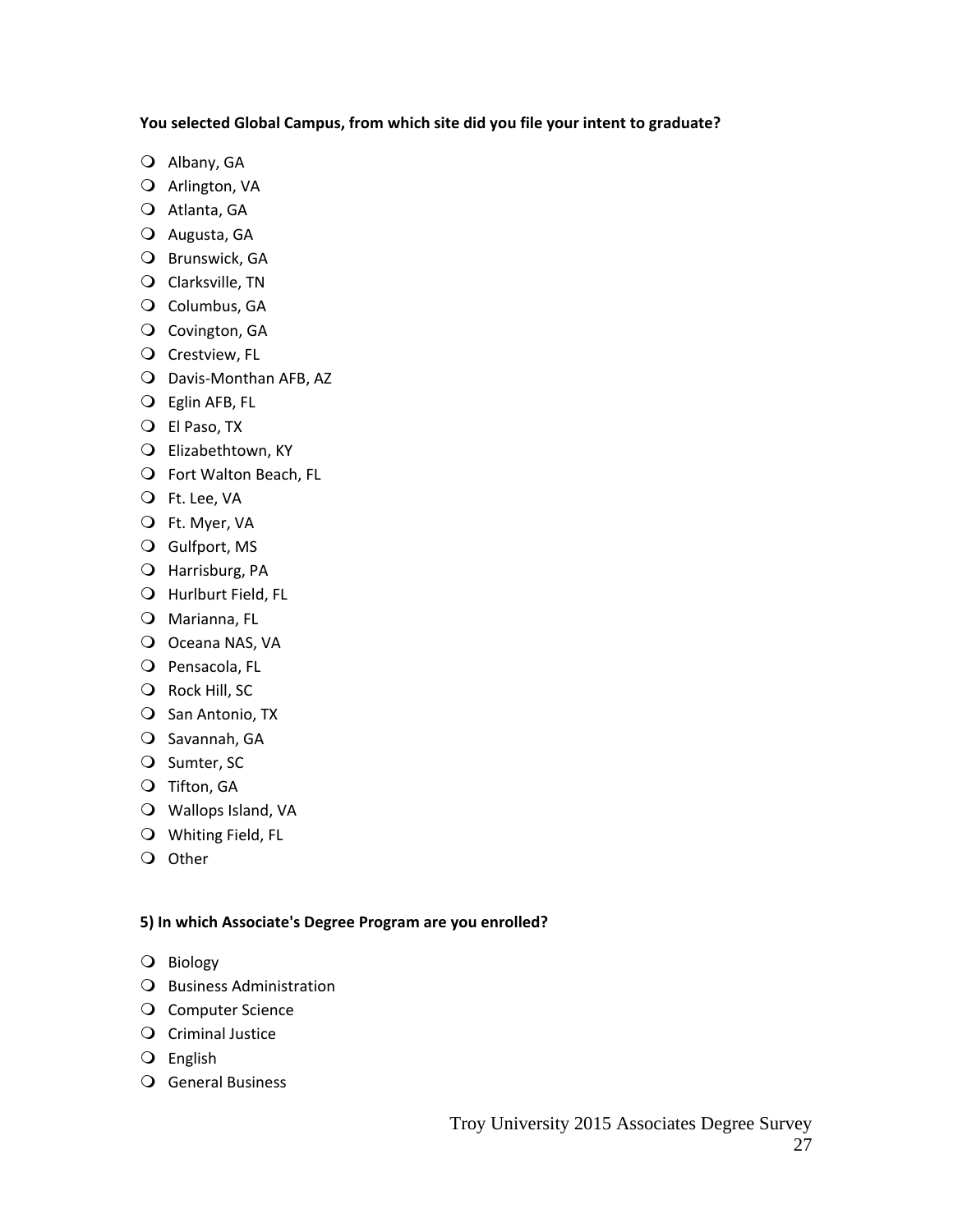**You selected Global Campus, from which site did you file your intent to graduate?**

- Albany, GA
- Arlington, VA
- Atlanta, GA
- Augusta, GA
- Brunswick, GA
- Clarksville, TN
- Columbus, GA
- Covington, GA
- Crestview, FL
- Davis-Monthan AFB, AZ
- Eglin AFB, FL
- El Paso, TX
- Elizabethtown, KY
- Fort Walton Beach, FL
- Ft. Lee, VA
- Ft. Myer, VA
- Gulfport, MS
- Harrisburg, PA
- Hurlburt Field, FL
- Marianna, FL
- Oceana NAS, VA
- Pensacola, FL
- Rock Hill, SC
- San Antonio, TX
- Savannah, GA
- Sumter, SC
- Tifton, GA
- Wallops Island, VA
- Whiting Field, FL
- Other

**5) In which Associate's Degree Program are you enrolled?**

- Biology
- Business Administration
- Computer Science
- Criminal Justice
- English
- General Business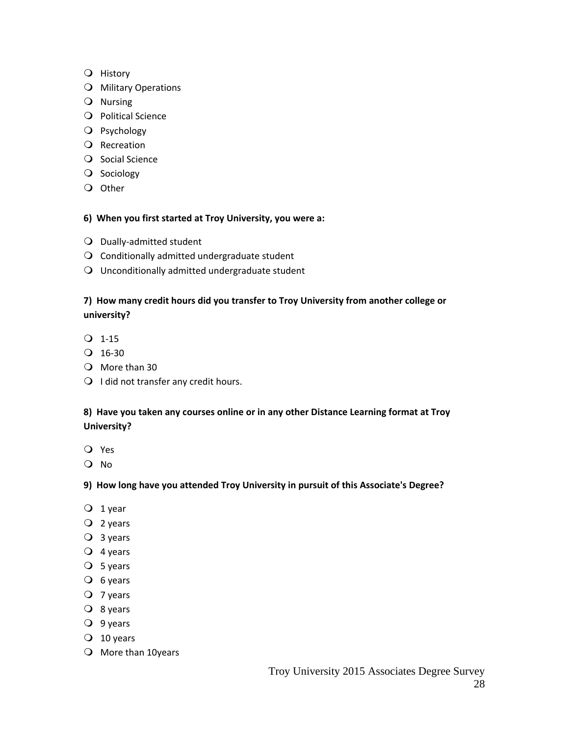- History
- Military Operations
- Nursing
- Political Science
- Psychology
- Recreation
- Social Science
- Sociology
- Other

**6) When you first started at Troy University, you were a:**

- Dually-admitted student
- Conditionally admitted undergraduate student
- Unconditionally admitted undergraduate student

**7) How many credit hours did you transfer to Troy University from another college or university?**

- 1-15
- 16-30
- More than 30
- I did not transfer any credit hours.

**8) Have you taken any courses online or in any other Distance Learning format at Troy University?**

- Yes
- No

**9) How long have you attended Troy University in pursuit of this Associate's Degree?**

- 1 year
- 2 years
- 3 years
- 4 years
- 5 years
- 6 years
- 7 years
- 8 years
- 9 years
- 10 years
- More than 10years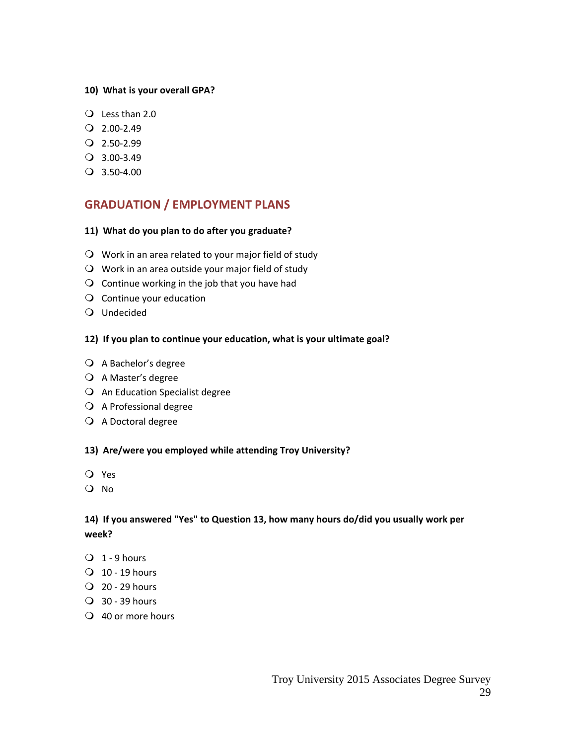**10) What is your overall GPA?**

- Less than 2.0
- 2.00-2.49
- 2.50-2.99
- 3.00-3.49
- 3.50-4.00

## GRADUATION / EMPLOYMENT PLANS

**11) What do you plan to do after you graduate?**

- Work in an area related to your major field of study
- Work in an area outside your major field of study
- Continue working in the job that you have had
- Continue your education
- Undecided

**12) If you plan to continue your education, what is your ultimate goal?**

- A Bachelor's degree
- A Master's degree
- An Education Specialist degree
- A Professional degree
- A Doctoral degree

**13) Are/were you employed while attending Troy University?**

- Yes
- No

**14) If you answered "Yes" to Question 13, how many hours do/did you usually work per week?**

- 1 - 9 hours
- 10 - 19 hours
- 20 - 29 hours
- 30 - 39 hours
- 40 or more hours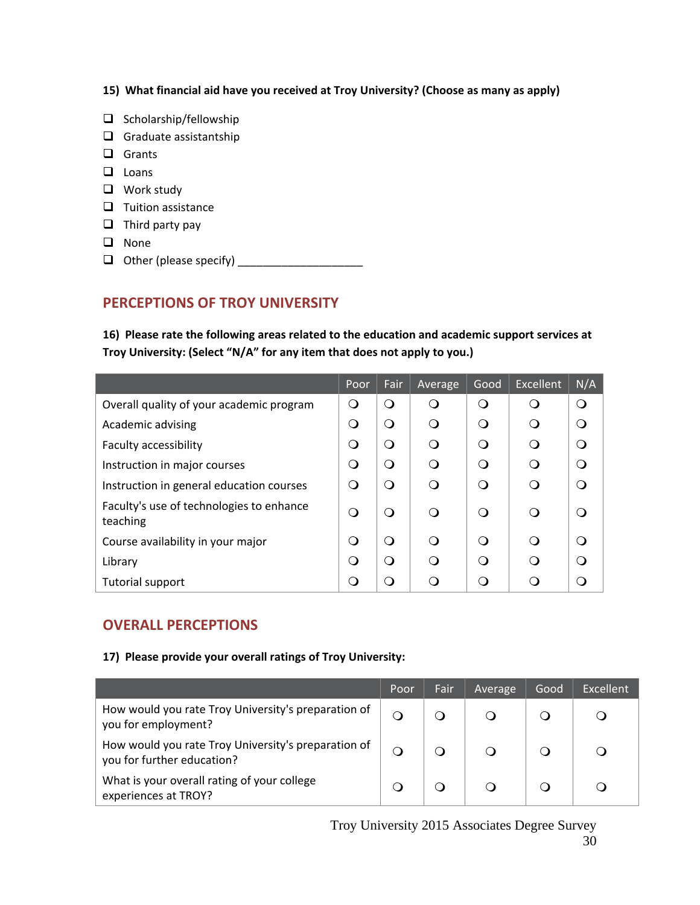**15) What financial aid have you received at Troy University? (Choose as many as apply)**

- ❑ Scholarship/fellowship
- ❑ Graduate assistantship
- ❑ Grants
- ❑ Loans
- ❑ Work study
- ❑ Tuition assistance
- ❑ Third party pay
- ❑ None
- ❑ Other (please specify) ____________________

## PERCEPTIONS OF TROY UNIVERSITY

**16) Please rate the following areas related to the education and academic support services at Troy University: (Select "N/A" for any item that does not apply to you.)**

| | Poor | Fair | Average | Good | Excellent | N/A |
|---|---|---|---|---|---|---|
| Overall quality of your academic program | ❍ | ❍ | ❍ | ❍ | ❍ | ❍ |
| Academic advising | ❍ | ❍ | ❍ | ❍ | ❍ | ❍ |
| Faculty accessibility | ❍ | ❍ | ❍ | ❍ | ❍ | ❍ |
| Instruction in major courses | ❍ | ❍ | ❍ | ❍ | ❍ | ❍ |
| Instruction in general education courses | ❍ | ❍ | ❍ | ❍ | ❍ | ❍ |
| Faculty's use of technologies to enhance teaching | ❍ | ❍ | ❍ | ❍ | ❍ | ❍ |
| Course availability in your major | ❍ | ❍ | ❍ | ❍ | ❍ | ❍ |
| Library | ❍ | ❍ | ❍ | ❍ | ❍ | ❍ |
| Tutorial support | ❍ | ❍ | ❍ | ❍ | ❍ | ❍ |

## OVERALL PERCEPTIONS

**17) Please provide your overall ratings of Troy University:**

| | Poor | Fair | Average | Good | Excellent |
|---|---|---|---|---|---|
| How would you rate Troy University's preparation of you for employment? | ❍ | ❍ | ❍ | ❍ | ❍ |
| How would you rate Troy University's preparation of you for further education? | ❍ | ❍ | ❍ | ❍ | ❍ |
| What is your overall rating of your college experiences at TROY? | ❍ | ❍ | ❍ | ❍ | ❍ |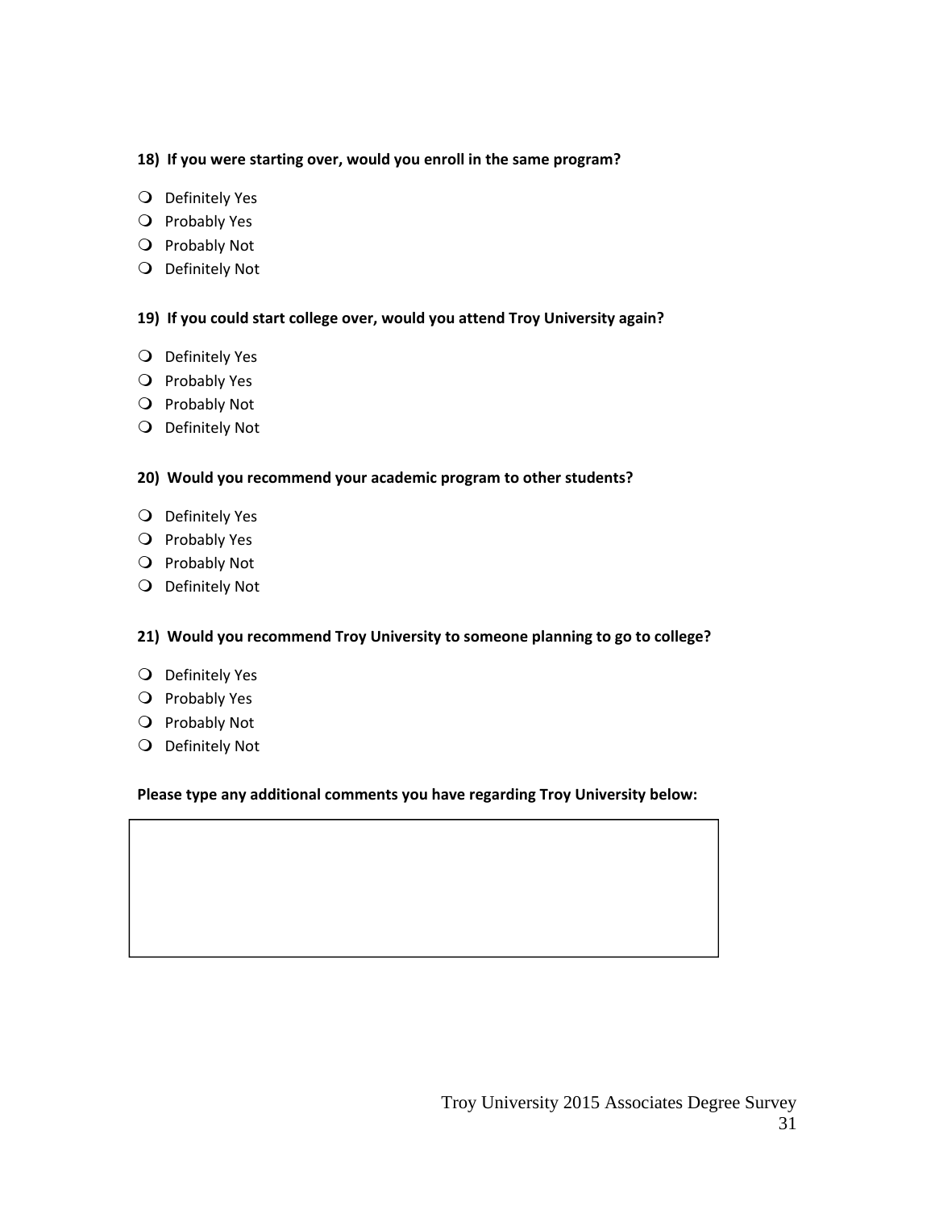**18) If you were starting over, would you enroll in the same program?**

- ❍ Definitely Yes
- ❍ Probably Yes
- ❍ Probably Not
- ❍ Definitely Not

**19) If you could start college over, would you attend Troy University again?**

- ❍ Definitely Yes
- ❍ Probably Yes
- ❍ Probably Not
- ❍ Definitely Not

**20) Would you recommend your academic program to other students?**

- ❍ Definitely Yes
- ❍ Probably Yes
- ❍ Probably Not
- ❍ Definitely Not

**21) Would you recommend Troy University to someone planning to go to college?**

- ❍ Definitely Yes
- ❍ Probably Yes
- ❍ Probably Not
- ❍ Definitely Not

**Please type any additional comments you have regarding Troy University below:**

| |
|---|
| |